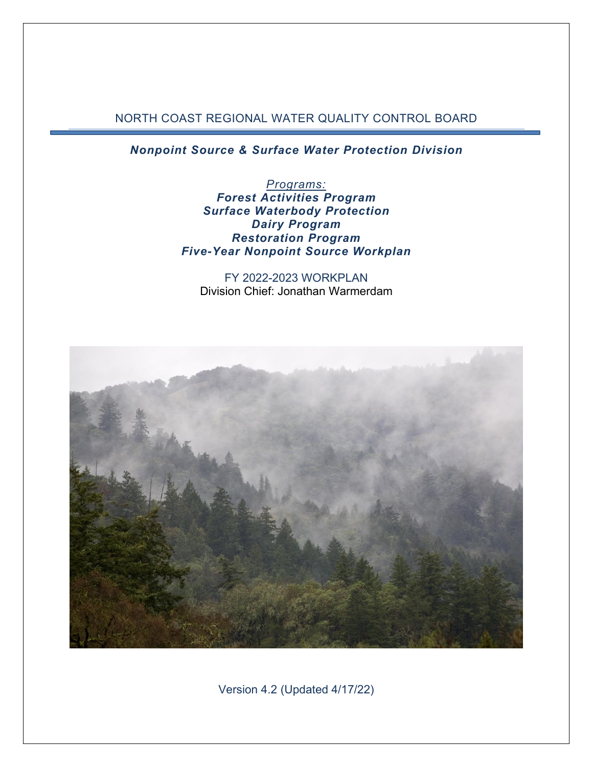# NORTH COAST REGIONAL WATER QUALITY CONTROL BOARD

## *Nonpoint Source & Surface Water Protection Division*

*Programs:*

***Forest Activities Program***
***Surface Waterbody Protection***
***Dairy Program***
***Restoration Program***
***Five-Year Nonpoint Source Workplan***

FY 2022-2023 WORKPLAN
Division Chief: Jonathan Warmerdam

Version 4.2 (Updated 4/17/22)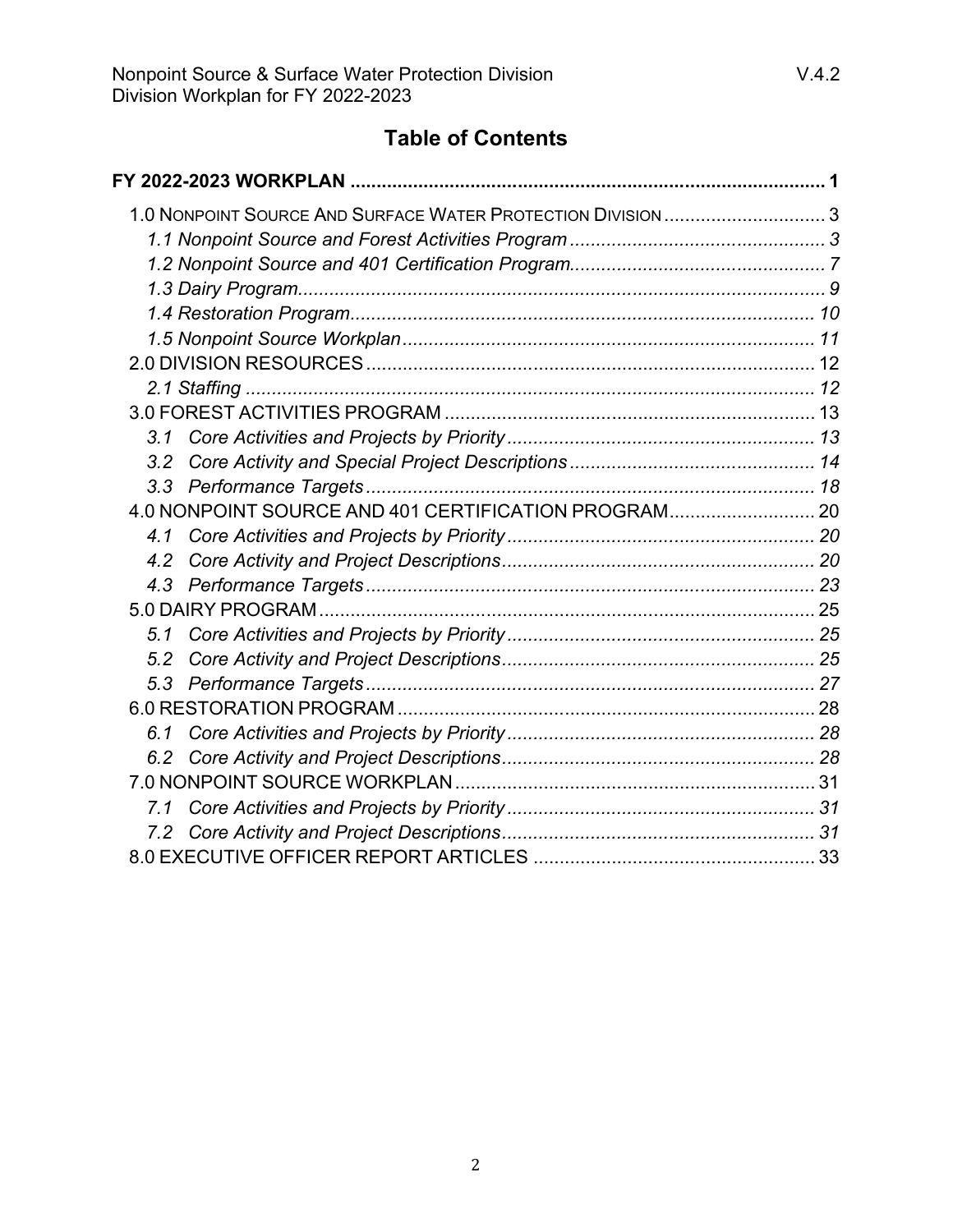# Table of Contents

**FY 2022-2023 WORKPLAN** ..... **1**

1.0 NONPOINT SOURCE AND SURFACE WATER PROTECTION DIVISION ..... 3

*1.1 Nonpoint Source and Forest Activities Program* ..... *3*

*1.2 Nonpoint Source and 401 Certification Program* ..... *7*

*1.3 Dairy Program* ..... *9*

*1.4 Restoration Program* ..... *10*

*1.5 Nonpoint Source Workplan* ..... *11*

2.0 DIVISION RESOURCES ..... 12

*2.1 Staffing* ..... *12*

3.0 FOREST ACTIVITIES PROGRAM ..... 13

*3.1 Core Activities and Projects by Priority* ..... *13*

*3.2 Core Activity and Special Project Descriptions* ..... *14*

*3.3 Performance Targets* ..... *18*

4.0 NONPOINT SOURCE AND 401 CERTIFICATION PROGRAM ..... 20

*4.1 Core Activities and Projects by Priority* ..... *20*

*4.2 Core Activity and Project Descriptions* ..... *20*

*4.3 Performance Targets* ..... *23*

5.0 DAIRY PROGRAM ..... 25

*5.1 Core Activities and Projects by Priority* ..... *25*

*5.2 Core Activity and Project Descriptions* ..... *25*

*5.3 Performance Targets* ..... *27*

6.0 RESTORATION PROGRAM ..... 28

*6.1 Core Activities and Projects by Priority* ..... *28*

*6.2 Core Activity and Project Descriptions* ..... *28*

7.0 NONPOINT SOURCE WORKPLAN ..... 31

*7.1 Core Activities and Projects by Priority* ..... *31*

*7.2 Core Activity and Project Descriptions* ..... *31*

8.0 EXECUTIVE OFFICER REPORT ARTICLES ..... 33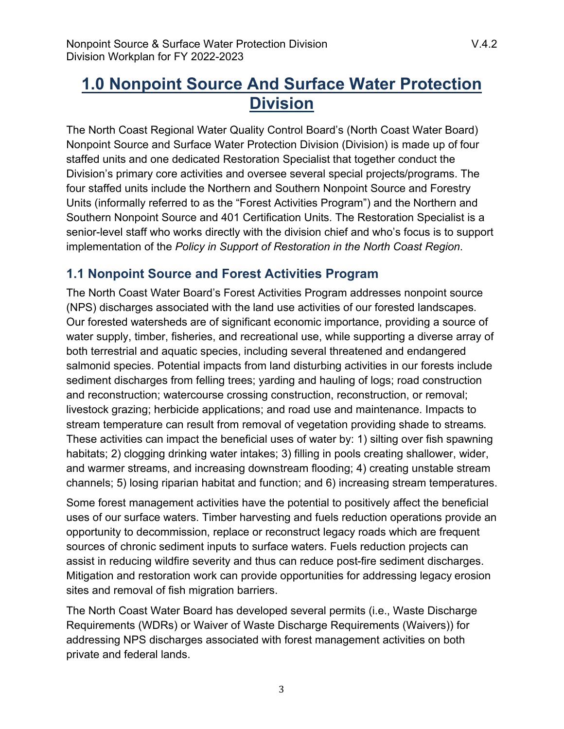# 1.0 Nonpoint Source And Surface Water Protection Division

The North Coast Regional Water Quality Control Board's (North Coast Water Board) Nonpoint Source and Surface Water Protection Division (Division) is made up of four staffed units and one dedicated Restoration Specialist that together conduct the Division's primary core activities and oversee several special projects/programs. The four staffed units include the Northern and Southern Nonpoint Source and Forestry Units (informally referred to as the "Forest Activities Program") and the Northern and Southern Nonpoint Source and 401 Certification Units. The Restoration Specialist is a senior-level staff who works directly with the division chief and who's focus is to support implementation of the *Policy in Support of Restoration in the North Coast Region*.

## 1.1 Nonpoint Source and Forest Activities Program

The North Coast Water Board's Forest Activities Program addresses nonpoint source (NPS) discharges associated with the land use activities of our forested landscapes. Our forested watersheds are of significant economic importance, providing a source of water supply, timber, fisheries, and recreational use, while supporting a diverse array of both terrestrial and aquatic species, including several threatened and endangered salmonid species. Potential impacts from land disturbing activities in our forests include sediment discharges from felling trees; yarding and hauling of logs; road construction and reconstruction; watercourse crossing construction, reconstruction, or removal; livestock grazing; herbicide applications; and road use and maintenance. Impacts to stream temperature can result from removal of vegetation providing shade to streams. These activities can impact the beneficial uses of water by: 1) silting over fish spawning habitats; 2) clogging drinking water intakes; 3) filling in pools creating shallower, wider, and warmer streams, and increasing downstream flooding; 4) creating unstable stream channels; 5) losing riparian habitat and function; and 6) increasing stream temperatures.

Some forest management activities have the potential to positively affect the beneficial uses of our surface waters. Timber harvesting and fuels reduction operations provide an opportunity to decommission, replace or reconstruct legacy roads which are frequent sources of chronic sediment inputs to surface waters. Fuels reduction projects can assist in reducing wildfire severity and thus can reduce post-fire sediment discharges. Mitigation and restoration work can provide opportunities for addressing legacy erosion sites and removal of fish migration barriers.

The North Coast Water Board has developed several permits (i.e., Waste Discharge Requirements (WDRs) or Waiver of Waste Discharge Requirements (Waivers)) for addressing NPS discharges associated with forest management activities on both private and federal lands.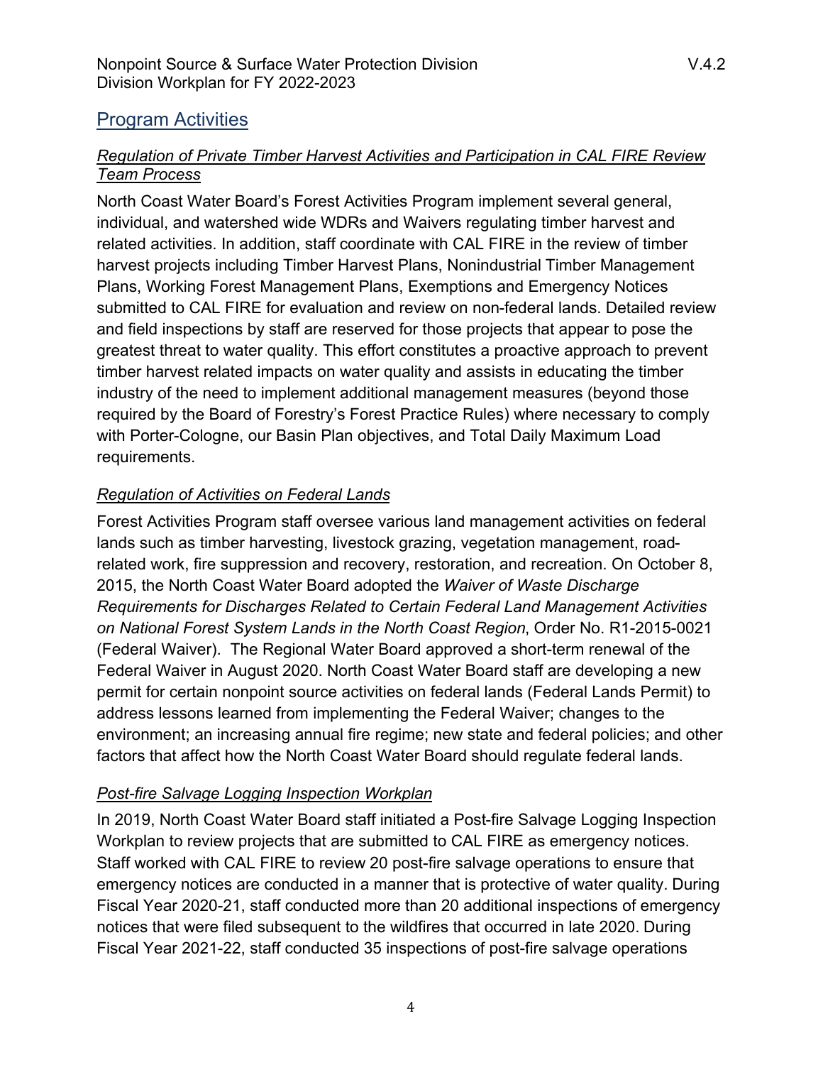## Program Activities

### *Regulation of Private Timber Harvest Activities and Participation in CAL FIRE Review Team Process*

North Coast Water Board's Forest Activities Program implement several general, individual, and watershed wide WDRs and Waivers regulating timber harvest and related activities. In addition, staff coordinate with CAL FIRE in the review of timber harvest projects including Timber Harvest Plans, Nonindustrial Timber Management Plans, Working Forest Management Plans, Exemptions and Emergency Notices submitted to CAL FIRE for evaluation and review on non-federal lands. Detailed review and field inspections by staff are reserved for those projects that appear to pose the greatest threat to water quality. This effort constitutes a proactive approach to prevent timber harvest related impacts on water quality and assists in educating the timber industry of the need to implement additional management measures (beyond those required by the Board of Forestry's Forest Practice Rules) where necessary to comply with Porter-Cologne, our Basin Plan objectives, and Total Daily Maximum Load requirements.

### *Regulation of Activities on Federal Lands*

Forest Activities Program staff oversee various land management activities on federal lands such as timber harvesting, livestock grazing, vegetation management, road-related work, fire suppression and recovery, restoration, and recreation. On October 8, 2015, the North Coast Water Board adopted the *Waiver of Waste Discharge Requirements for Discharges Related to Certain Federal Land Management Activities on National Forest System Lands in the North Coast Region*, Order No. R1-2015-0021 (Federal Waiver). The Regional Water Board approved a short-term renewal of the Federal Waiver in August 2020. North Coast Water Board staff are developing a new permit for certain nonpoint source activities on federal lands (Federal Lands Permit) to address lessons learned from implementing the Federal Waiver; changes to the environment; an increasing annual fire regime; new state and federal policies; and other factors that affect how the North Coast Water Board should regulate federal lands.

### *Post-fire Salvage Logging Inspection Workplan*

In 2019, North Coast Water Board staff initiated a Post-fire Salvage Logging Inspection Workplan to review projects that are submitted to CAL FIRE as emergency notices. Staff worked with CAL FIRE to review 20 post-fire salvage operations to ensure that emergency notices are conducted in a manner that is protective of water quality. During Fiscal Year 2020-21, staff conducted more than 20 additional inspections of emergency notices that were filed subsequent to the wildfires that occurred in late 2020. During Fiscal Year 2021-22, staff conducted 35 inspections of post-fire salvage operations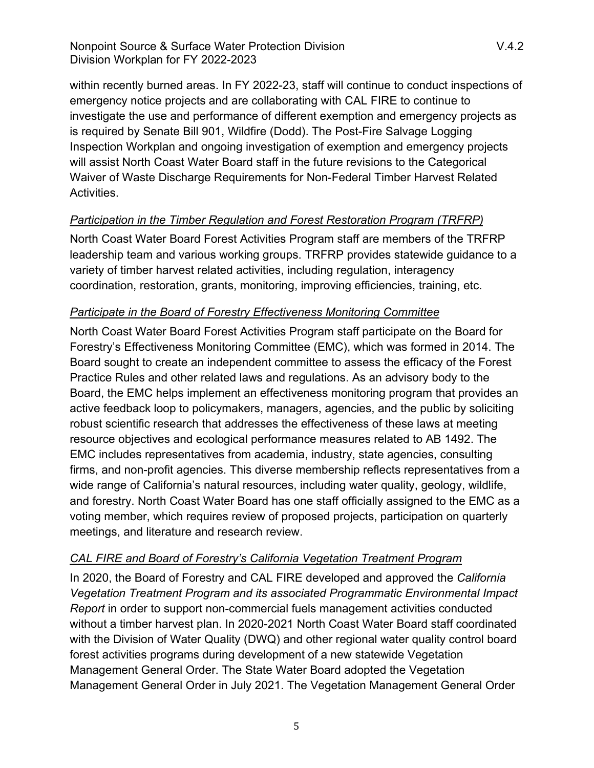within recently burned areas. In FY 2022-23, staff will continue to conduct inspections of emergency notice projects and are collaborating with CAL FIRE to continue to investigate the use and performance of different exemption and emergency projects as is required by Senate Bill 901, Wildfire (Dodd). The Post-Fire Salvage Logging Inspection Workplan and ongoing investigation of exemption and emergency projects will assist North Coast Water Board staff in the future revisions to the Categorical Waiver of Waste Discharge Requirements for Non-Federal Timber Harvest Related Activities.

*<u>Participation in the Timber Regulation and Forest Restoration Program (TRFRP)</u>*

North Coast Water Board Forest Activities Program staff are members of the TRFRP leadership team and various working groups. TRFRP provides statewide guidance to a variety of timber harvest related activities, including regulation, interagency coordination, restoration, grants, monitoring, improving efficiencies, training, etc.

*<u>Participate in the Board of Forestry Effectiveness Monitoring Committee</u>*

North Coast Water Board Forest Activities Program staff participate on the Board for Forestry's Effectiveness Monitoring Committee (EMC), which was formed in 2014. The Board sought to create an independent committee to assess the efficacy of the Forest Practice Rules and other related laws and regulations. As an advisory body to the Board, the EMC helps implement an effectiveness monitoring program that provides an active feedback loop to policymakers, managers, agencies, and the public by soliciting robust scientific research that addresses the effectiveness of these laws at meeting resource objectives and ecological performance measures related to AB 1492. The EMC includes representatives from academia, industry, state agencies, consulting firms, and non-profit agencies. This diverse membership reflects representatives from a wide range of California's natural resources, including water quality, geology, wildlife, and forestry. North Coast Water Board has one staff officially assigned to the EMC as a voting member, which requires review of proposed projects, participation on quarterly meetings, and literature and research review.

*<u>CAL FIRE and Board of Forestry's California Vegetation Treatment Program</u>*

In 2020, the Board of Forestry and CAL FIRE developed and approved the *California Vegetation Treatment Program and its associated Programmatic Environmental Impact Report* in order to support non-commercial fuels management activities conducted without a timber harvest plan. In 2020-2021 North Coast Water Board staff coordinated with the Division of Water Quality (DWQ) and other regional water quality control board forest activities programs during development of a new statewide Vegetation Management General Order. The State Water Board adopted the Vegetation Management General Order in July 2021. The Vegetation Management General Order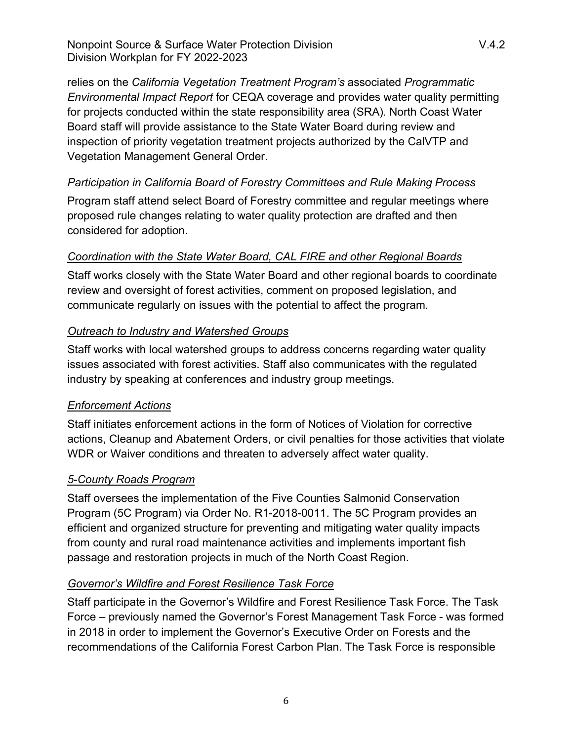relies on the *California Vegetation Treatment Program's* associated *Programmatic Environmental Impact Report* for CEQA coverage and provides water quality permitting for projects conducted within the state responsibility area (SRA). North Coast Water Board staff will provide assistance to the State Water Board during review and inspection of priority vegetation treatment projects authorized by the CalVTP and Vegetation Management General Order.

*Participation in California Board of Forestry Committees and Rule Making Process*

Program staff attend select Board of Forestry committee and regular meetings where proposed rule changes relating to water quality protection are drafted and then considered for adoption.

*Coordination with the State Water Board, CAL FIRE and other Regional Boards*

Staff works closely with the State Water Board and other regional boards to coordinate review and oversight of forest activities, comment on proposed legislation, and communicate regularly on issues with the potential to affect the program.

*Outreach to Industry and Watershed Groups*

Staff works with local watershed groups to address concerns regarding water quality issues associated with forest activities. Staff also communicates with the regulated industry by speaking at conferences and industry group meetings.

*Enforcement Actions*

Staff initiates enforcement actions in the form of Notices of Violation for corrective actions, Cleanup and Abatement Orders, or civil penalties for those activities that violate WDR or Waiver conditions and threaten to adversely affect water quality.

*5-County Roads Program*

Staff oversees the implementation of the Five Counties Salmonid Conservation Program (5C Program) via Order No. R1-2018-0011. The 5C Program provides an efficient and organized structure for preventing and mitigating water quality impacts from county and rural road maintenance activities and implements important fish passage and restoration projects in much of the North Coast Region.

*Governor's Wildfire and Forest Resilience Task Force*

Staff participate in the Governor's Wildfire and Forest Resilience Task Force. The Task Force – previously named the Governor's Forest Management Task Force - was formed in 2018 in order to implement the Governor's Executive Order on Forests and the recommendations of the California Forest Carbon Plan. The Task Force is responsible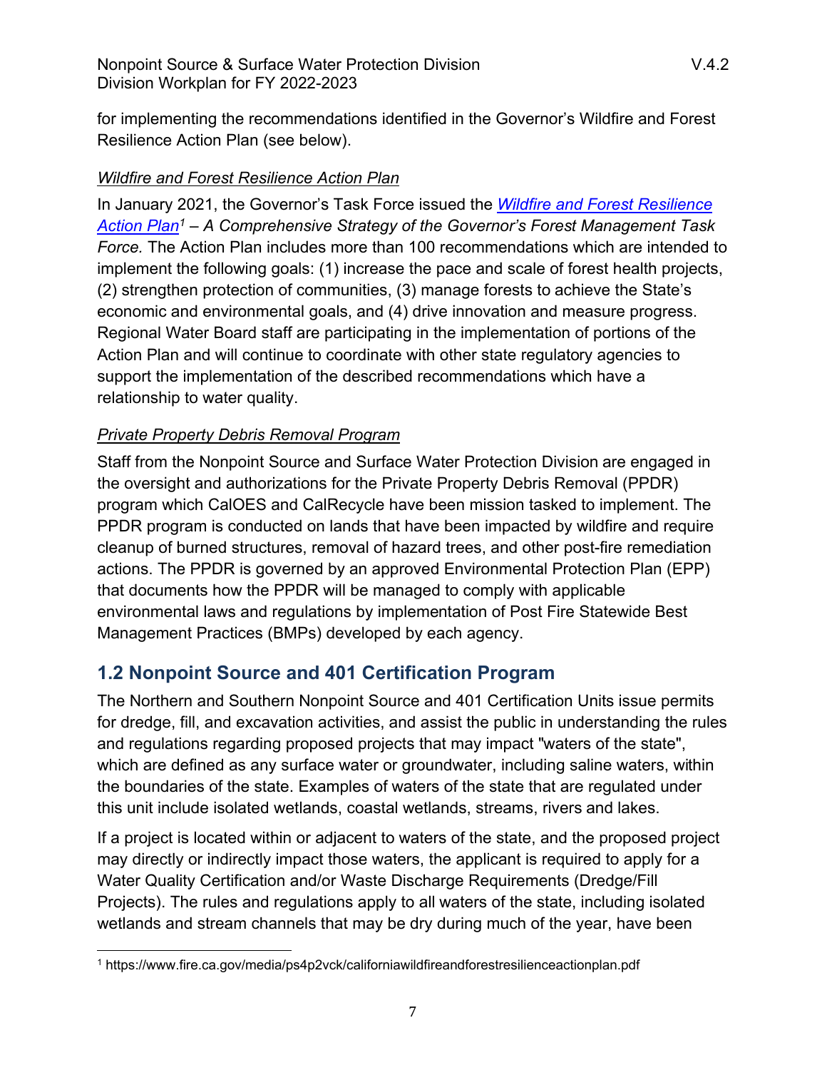for implementing the recommendations identified in the Governor's Wildfire and Forest Resilience Action Plan (see below).

*Wildfire and Forest Resilience Action Plan*

In January 2021, the Governor's Task Force issued the [*Wildfire and Forest Resilience Action Plan*](https://www.fire.ca.gov/media/ps4p2vck/californiawildfireandforestresilienceactionplan.pdf)[1] *– A Comprehensive Strategy of the Governor's Forest Management Task Force.* The Action Plan includes more than 100 recommendations which are intended to implement the following goals: (1) increase the pace and scale of forest health projects, (2) strengthen protection of communities, (3) manage forests to achieve the State's economic and environmental goals, and (4) drive innovation and measure progress. Regional Water Board staff are participating in the implementation of portions of the Action Plan and will continue to coordinate with other state regulatory agencies to support the implementation of the described recommendations which have a relationship to water quality.

*Private Property Debris Removal Program*

Staff from the Nonpoint Source and Surface Water Protection Division are engaged in the oversight and authorizations for the Private Property Debris Removal (PPDR) program which CalOES and CalRecycle have been mission tasked to implement. The PPDR program is conducted on lands that have been impacted by wildfire and require cleanup of burned structures, removal of hazard trees, and other post-fire remediation actions. The PPDR is governed by an approved Environmental Protection Plan (EPP) that documents how the PPDR will be managed to comply with applicable environmental laws and regulations by implementation of Post Fire Statewide Best Management Practices (BMPs) developed by each agency.

## 1.2 Nonpoint Source and 401 Certification Program

The Northern and Southern Nonpoint Source and 401 Certification Units issue permits for dredge, fill, and excavation activities, and assist the public in understanding the rules and regulations regarding proposed projects that may impact "waters of the state", which are defined as any surface water or groundwater, including saline waters, within the boundaries of the state. Examples of waters of the state that are regulated under this unit include isolated wetlands, coastal wetlands, streams, rivers and lakes.

If a project is located within or adjacent to waters of the state, and the proposed project may directly or indirectly impact those waters, the applicant is required to apply for a Water Quality Certification and/or Waste Discharge Requirements (Dredge/Fill Projects). The rules and regulations apply to all waters of the state, including isolated wetlands and stream channels that may be dry during much of the year, have been

---

[1] https://www.fire.ca.gov/media/ps4p2vck/californiawildfireandforestresilienceactionplan.pdf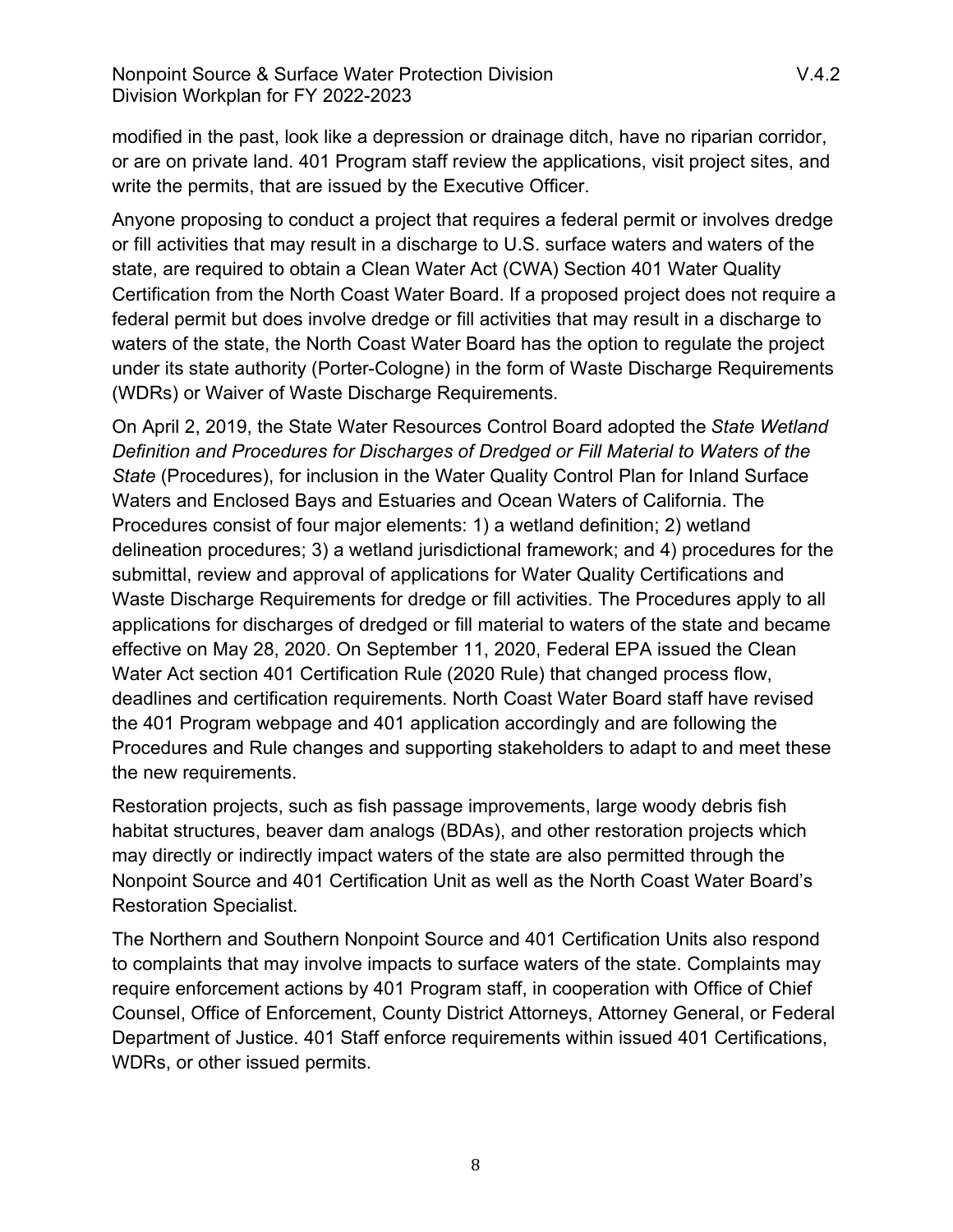modified in the past, look like a depression or drainage ditch, have no riparian corridor, or are on private land. 401 Program staff review the applications, visit project sites, and write the permits, that are issued by the Executive Officer.

Anyone proposing to conduct a project that requires a federal permit or involves dredge or fill activities that may result in a discharge to U.S. surface waters and waters of the state, are required to obtain a Clean Water Act (CWA) Section 401 Water Quality Certification from the North Coast Water Board. If a proposed project does not require a federal permit but does involve dredge or fill activities that may result in a discharge to waters of the state, the North Coast Water Board has the option to regulate the project under its state authority (Porter-Cologne) in the form of Waste Discharge Requirements (WDRs) or Waiver of Waste Discharge Requirements.

On April 2, 2019, the State Water Resources Control Board adopted the *State Wetland Definition and Procedures for Discharges of Dredged or Fill Material to Waters of the State* (Procedures), for inclusion in the Water Quality Control Plan for Inland Surface Waters and Enclosed Bays and Estuaries and Ocean Waters of California. The Procedures consist of four major elements: 1) a wetland definition; 2) wetland delineation procedures; 3) a wetland jurisdictional framework; and 4) procedures for the submittal, review and approval of applications for Water Quality Certifications and Waste Discharge Requirements for dredge or fill activities. The Procedures apply to all applications for discharges of dredged or fill material to waters of the state and became effective on May 28, 2020. On September 11, 2020, Federal EPA issued the Clean Water Act section 401 Certification Rule (2020 Rule) that changed process flow, deadlines and certification requirements. North Coast Water Board staff have revised the 401 Program webpage and 401 application accordingly and are following the Procedures and Rule changes and supporting stakeholders to adapt to and meet these the new requirements.

Restoration projects, such as fish passage improvements, large woody debris fish habitat structures, beaver dam analogs (BDAs), and other restoration projects which may directly or indirectly impact waters of the state are also permitted through the Nonpoint Source and 401 Certification Unit as well as the North Coast Water Board's Restoration Specialist.

The Northern and Southern Nonpoint Source and 401 Certification Units also respond to complaints that may involve impacts to surface waters of the state. Complaints may require enforcement actions by 401 Program staff, in cooperation with Office of Chief Counsel, Office of Enforcement, County District Attorneys, Attorney General, or Federal Department of Justice. 401 Staff enforce requirements within issued 401 Certifications, WDRs, or other issued permits.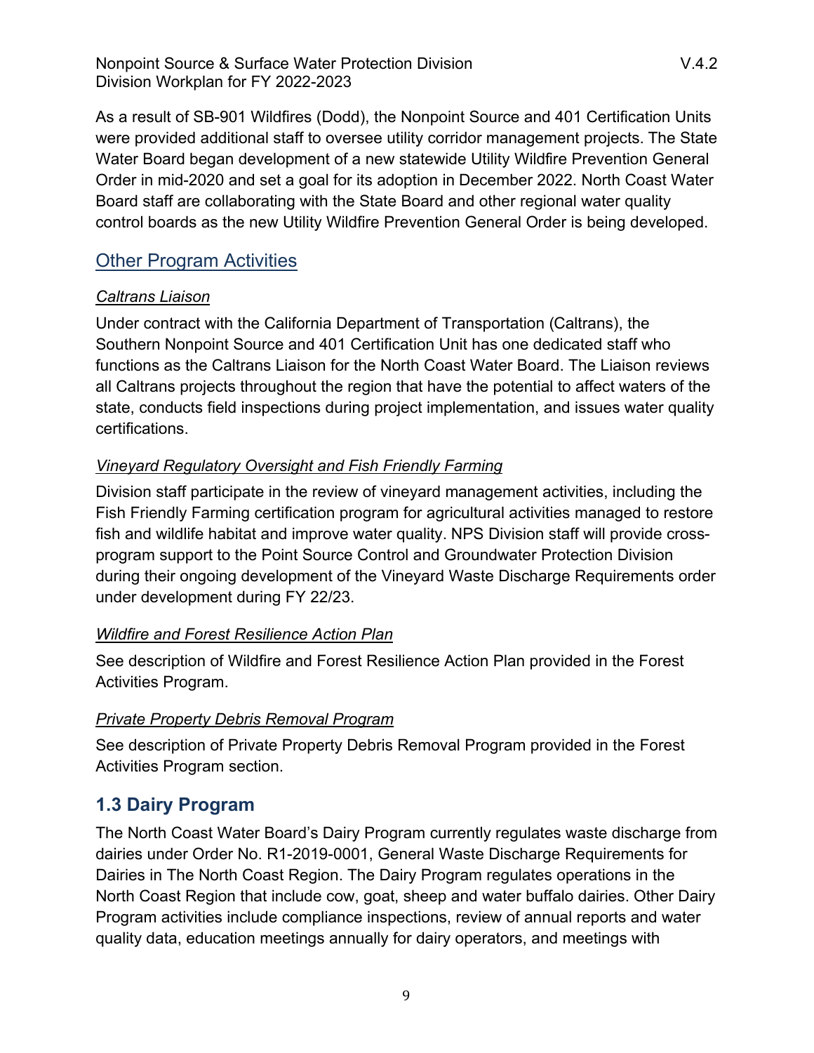As a result of SB-901 Wildfires (Dodd), the Nonpoint Source and 401 Certification Units were provided additional staff to oversee utility corridor management projects. The State Water Board began development of a new statewide Utility Wildfire Prevention General Order in mid-2020 and set a goal for its adoption in December 2022. North Coast Water Board staff are collaborating with the State Board and other regional water quality control boards as the new Utility Wildfire Prevention General Order is being developed.

### Other Program Activities

*Caltrans Liaison*

Under contract with the California Department of Transportation (Caltrans), the Southern Nonpoint Source and 401 Certification Unit has one dedicated staff who functions as the Caltrans Liaison for the North Coast Water Board. The Liaison reviews all Caltrans projects throughout the region that have the potential to affect waters of the state, conducts field inspections during project implementation, and issues water quality certifications.

*Vineyard Regulatory Oversight and Fish Friendly Farming*

Division staff participate in the review of vineyard management activities, including the Fish Friendly Farming certification program for agricultural activities managed to restore fish and wildlife habitat and improve water quality. NPS Division staff will provide cross-program support to the Point Source Control and Groundwater Protection Division during their ongoing development of the Vineyard Waste Discharge Requirements order under development during FY 22/23.

*Wildfire and Forest Resilience Action Plan*

See description of Wildfire and Forest Resilience Action Plan provided in the Forest Activities Program.

*Private Property Debris Removal Program*

See description of Private Property Debris Removal Program provided in the Forest Activities Program section.

## 1.3 Dairy Program

The North Coast Water Board's Dairy Program currently regulates waste discharge from dairies under Order No. R1-2019-0001, General Waste Discharge Requirements for Dairies in The North Coast Region. The Dairy Program regulates operations in the North Coast Region that include cow, goat, sheep and water buffalo dairies. Other Dairy Program activities include compliance inspections, review of annual reports and water quality data, education meetings annually for dairy operators, and meetings with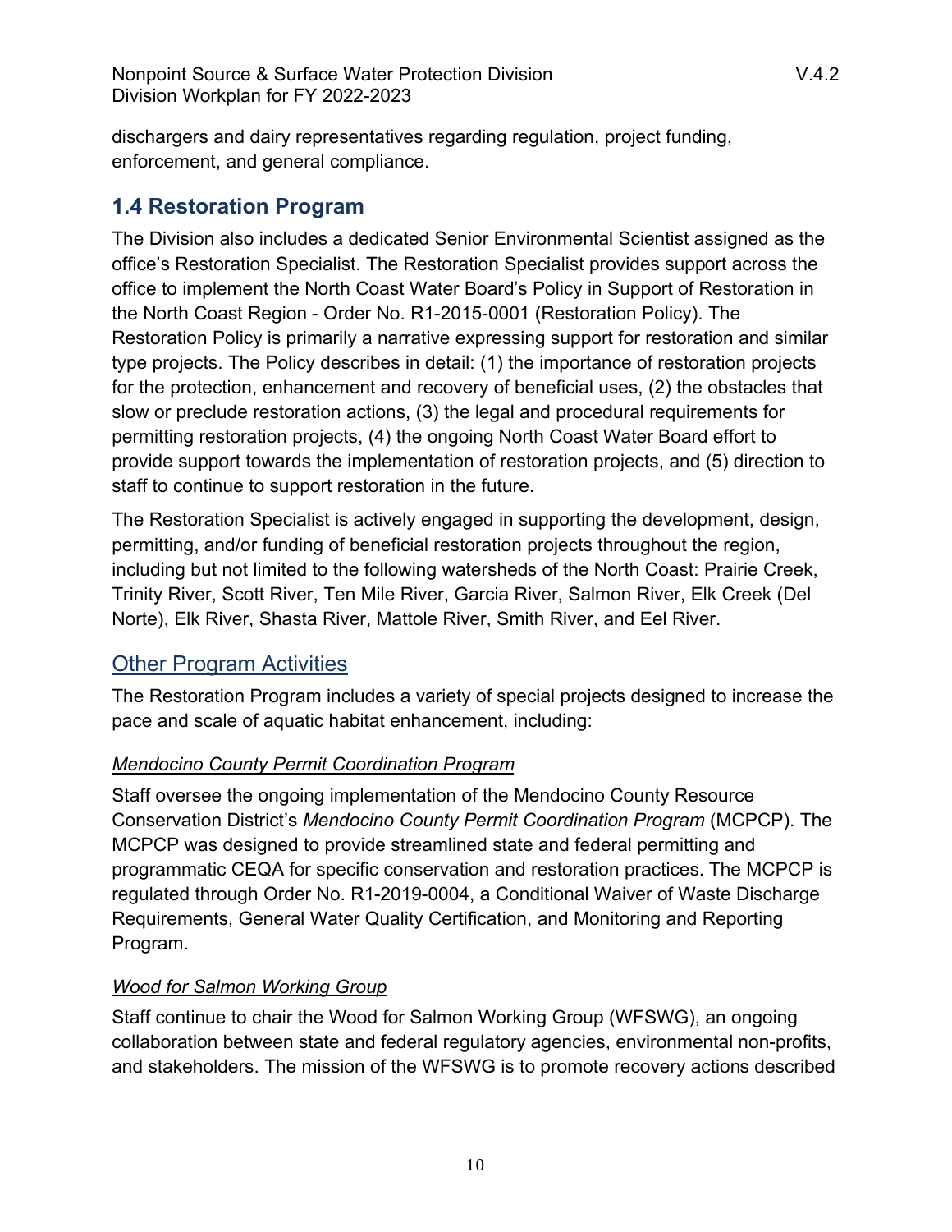dischargers and dairy representatives regarding regulation, project funding, enforcement, and general compliance.

## 1.4 Restoration Program

The Division also includes a dedicated Senior Environmental Scientist assigned as the office's Restoration Specialist. The Restoration Specialist provides support across the office to implement the North Coast Water Board's Policy in Support of Restoration in the North Coast Region - Order No. R1-2015-0001 (Restoration Policy). The Restoration Policy is primarily a narrative expressing support for restoration and similar type projects. The Policy describes in detail: (1) the importance of restoration projects for the protection, enhancement and recovery of beneficial uses, (2) the obstacles that slow or preclude restoration actions, (3) the legal and procedural requirements for permitting restoration projects, (4) the ongoing North Coast Water Board effort to provide support towards the implementation of restoration projects, and (5) direction to staff to continue to support restoration in the future.

The Restoration Specialist is actively engaged in supporting the development, design, permitting, and/or funding of beneficial restoration projects throughout the region, including but not limited to the following watersheds of the North Coast: Prairie Creek, Trinity River, Scott River, Ten Mile River, Garcia River, Salmon River, Elk Creek (Del Norte), Elk River, Shasta River, Mattole River, Smith River, and Eel River.

### Other Program Activities

The Restoration Program includes a variety of special projects designed to increase the pace and scale of aquatic habitat enhancement, including:

#### *Mendocino County Permit Coordination Program*

Staff oversee the ongoing implementation of the Mendocino County Resource Conservation District's *Mendocino County Permit Coordination Program* (MCPCP). The MCPCP was designed to provide streamlined state and federal permitting and programmatic CEQA for specific conservation and restoration practices. The MCPCP is regulated through Order No. R1-2019-0004, a Conditional Waiver of Waste Discharge Requirements, General Water Quality Certification, and Monitoring and Reporting Program.

#### *Wood for Salmon Working Group*

Staff continue to chair the Wood for Salmon Working Group (WFSWG), an ongoing collaboration between state and federal regulatory agencies, environmental non-profits, and stakeholders. The mission of the WFSWG is to promote recovery actions described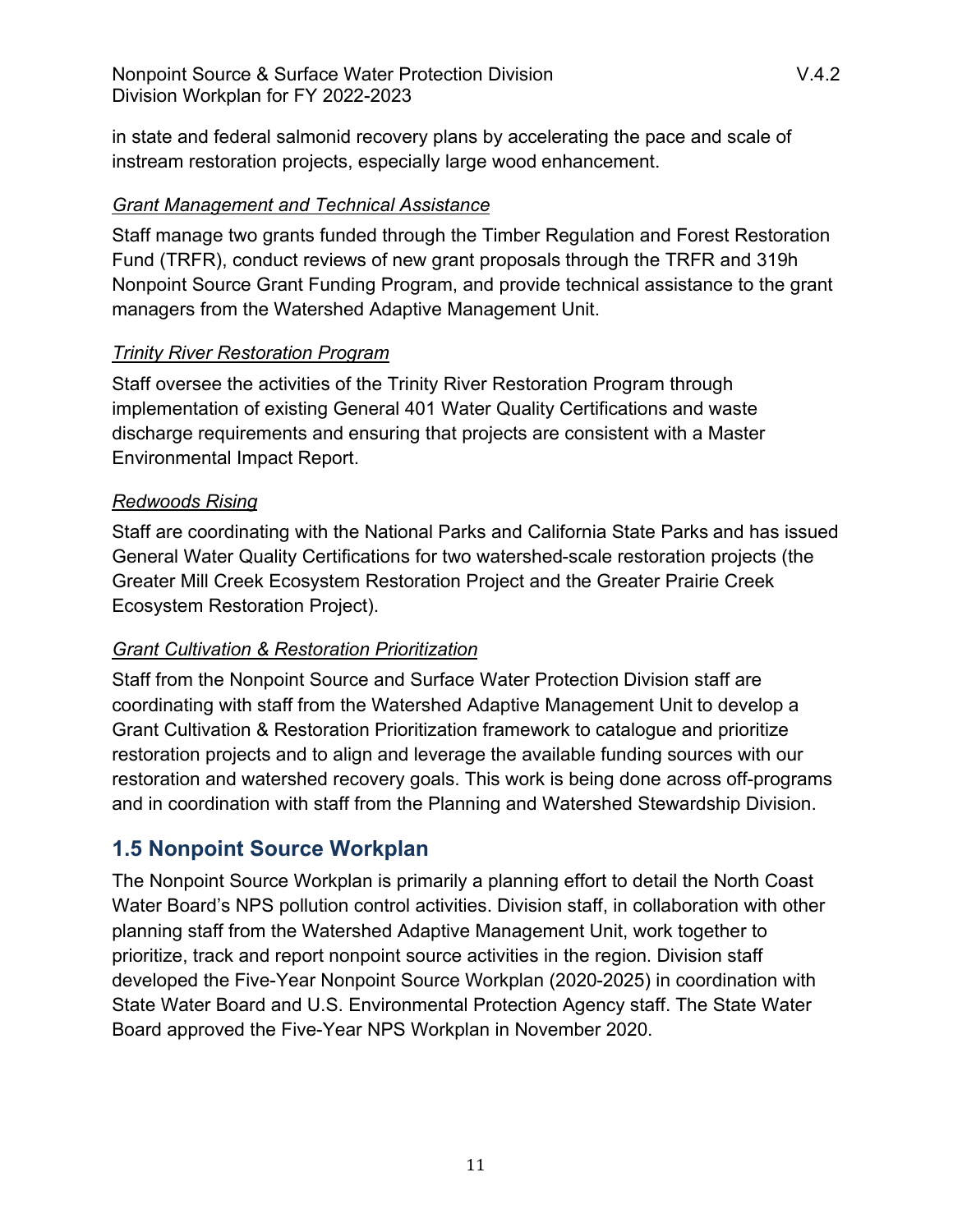in state and federal salmonid recovery plans by accelerating the pace and scale of instream restoration projects, especially large wood enhancement.

*Grant Management and Technical Assistance*

Staff manage two grants funded through the Timber Regulation and Forest Restoration Fund (TRFR), conduct reviews of new grant proposals through the TRFR and 319h Nonpoint Source Grant Funding Program, and provide technical assistance to the grant managers from the Watershed Adaptive Management Unit.

*Trinity River Restoration Program*

Staff oversee the activities of the Trinity River Restoration Program through implementation of existing General 401 Water Quality Certifications and waste discharge requirements and ensuring that projects are consistent with a Master Environmental Impact Report.

*Redwoods Rising*

Staff are coordinating with the National Parks and California State Parks and has issued General Water Quality Certifications for two watershed-scale restoration projects (the Greater Mill Creek Ecosystem Restoration Project and the Greater Prairie Creek Ecosystem Restoration Project).

*Grant Cultivation & Restoration Prioritization*

Staff from the Nonpoint Source and Surface Water Protection Division staff are coordinating with staff from the Watershed Adaptive Management Unit to develop a Grant Cultivation & Restoration Prioritization framework to catalogue and prioritize restoration projects and to align and leverage the available funding sources with our restoration and watershed recovery goals. This work is being done across off-programs and in coordination with staff from the Planning and Watershed Stewardship Division.

## 1.5 Nonpoint Source Workplan

The Nonpoint Source Workplan is primarily a planning effort to detail the North Coast Water Board's NPS pollution control activities. Division staff, in collaboration with other planning staff from the Watershed Adaptive Management Unit, work together to prioritize, track and report nonpoint source activities in the region. Division staff developed the Five-Year Nonpoint Source Workplan (2020-2025) in coordination with State Water Board and U.S. Environmental Protection Agency staff. The State Water Board approved the Five-Year NPS Workplan in November 2020.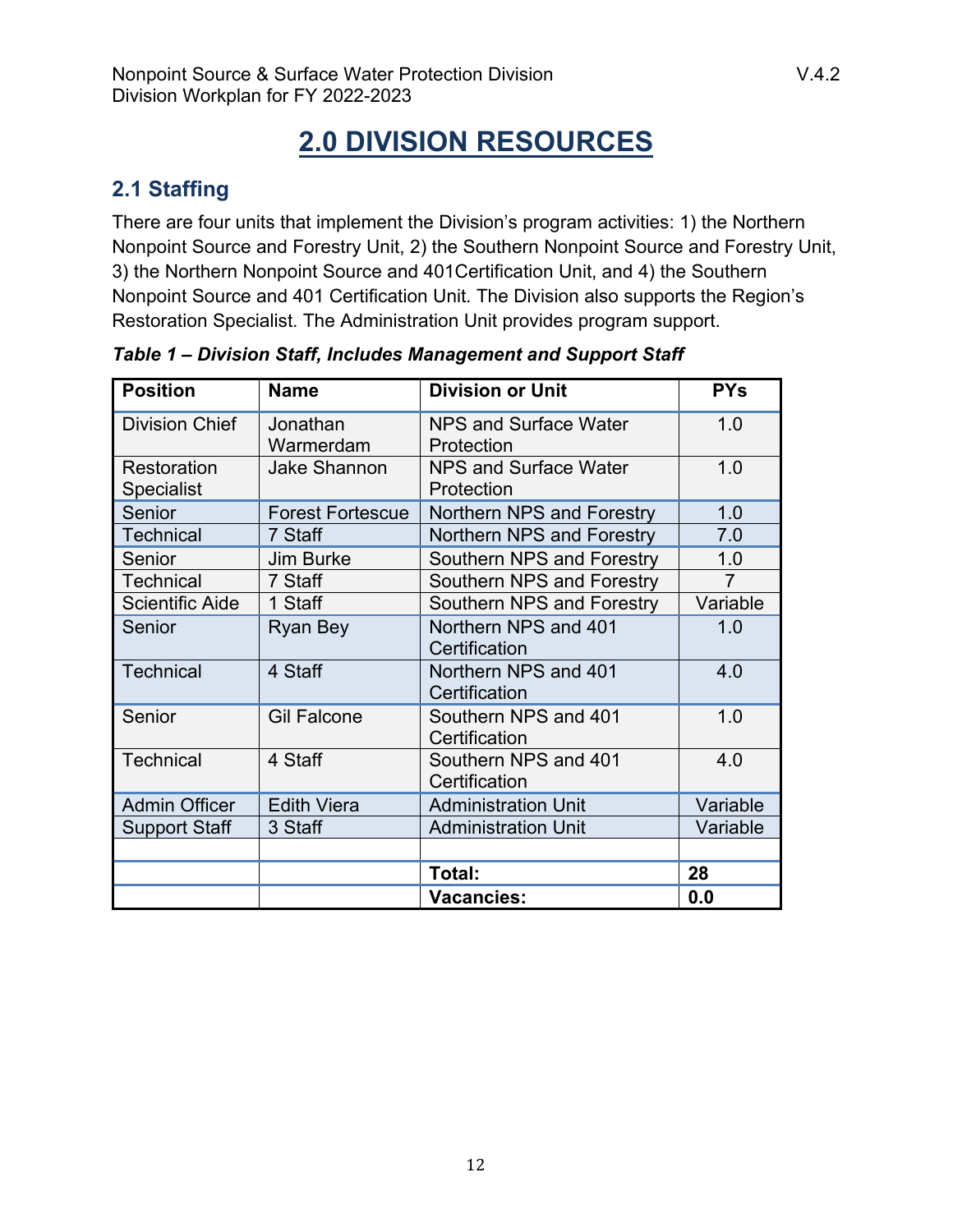# 2.0 DIVISION RESOURCES

## 2.1 Staffing

There are four units that implement the Division's program activities: 1) the Northern Nonpoint Source and Forestry Unit, 2) the Southern Nonpoint Source and Forestry Unit, 3) the Northern Nonpoint Source and 401Certification Unit, and 4) the Southern Nonpoint Source and 401 Certification Unit. The Division also supports the Region's Restoration Specialist. The Administration Unit provides program support.

***Table 1 – Division Staff, Includes Management and Support Staff***

| Position | Name | Division or Unit | PYs |
|---|---|---|---|
| Division Chief | Jonathan Warmerdam | NPS and Surface Water Protection | 1.0 |
| Restoration Specialist | Jake Shannon | NPS and Surface Water Protection | 1.0 |
| Senior | Forest Fortescue | Northern NPS and Forestry | 1.0 |
| Technical | 7 Staff | Northern NPS and Forestry | 7.0 |
| Senior | Jim Burke | Southern NPS and Forestry | 1.0 |
| Technical | 7 Staff | Southern NPS and Forestry | 7 |
| Scientific Aide | 1 Staff | Southern NPS and Forestry | Variable |
| Senior | Ryan Bey | Northern NPS and 401 Certification | 1.0 |
| Technical | 4 Staff | Northern NPS and 401 Certification | 4.0 |
| Senior | Gil Falcone | Southern NPS and 401 Certification | 1.0 |
| Technical | 4 Staff | Southern NPS and 401 Certification | 4.0 |
| Admin Officer | Edith Viera | Administration Unit | Variable |
| Support Staff | 3 Staff | Administration Unit | Variable |
| | | | |
| | | **Total:** | **28** |
| | | **Vacancies:** | **0.0** |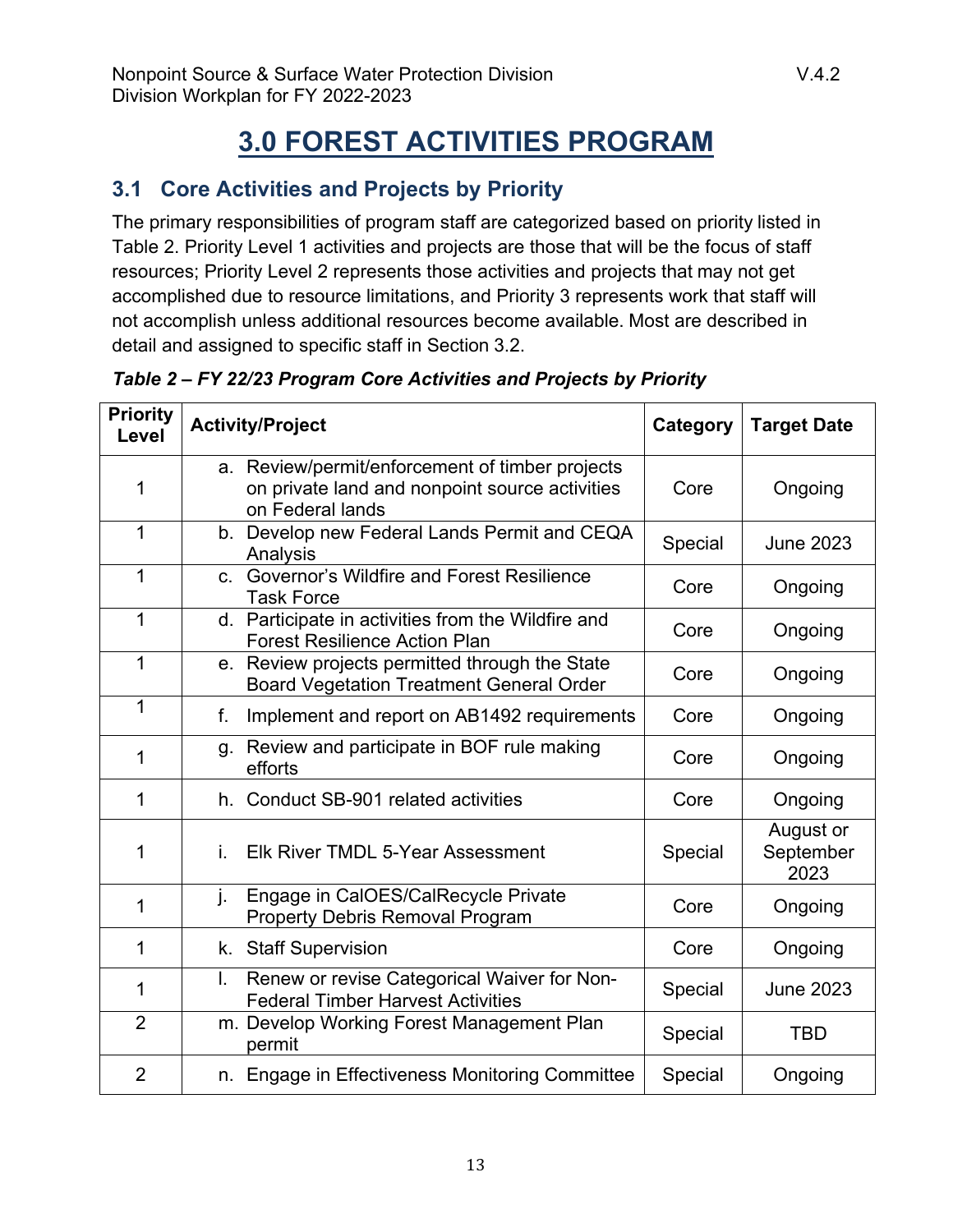# 3.0 FOREST ACTIVITIES PROGRAM

## 3.1 Core Activities and Projects by Priority

The primary responsibilities of program staff are categorized based on priority listed in Table 2. Priority Level 1 activities and projects are those that will be the focus of staff resources; Priority Level 2 represents those activities and projects that may not get accomplished due to resource limitations, and Priority 3 represents work that staff will not accomplish unless additional resources become available. Most are described in detail and assigned to specific staff in Section 3.2.

***Table 2 – FY 22/23 Program Core Activities and Projects by Priority***

| Priority Level | Activity/Project | Category | Target Date |
|---|---|---|---|
| 1 | a. Review/permit/enforcement of timber projects on private land and nonpoint source activities on Federal lands | Core | Ongoing |
| 1 | b. Develop new Federal Lands Permit and CEQA Analysis | Special | June 2023 |
| 1 | c. Governor's Wildfire and Forest Resilience Task Force | Core | Ongoing |
| 1 | d. Participate in activities from the Wildfire and Forest Resilience Action Plan | Core | Ongoing |
| 1 | e. Review projects permitted through the State Board Vegetation Treatment General Order | Core | Ongoing |
| 1 | f. Implement and report on AB1492 requirements | Core | Ongoing |
| 1 | g. Review and participate in BOF rule making efforts | Core | Ongoing |
| 1 | h. Conduct SB-901 related activities | Core | Ongoing |
| 1 | i. Elk River TMDL 5-Year Assessment | Special | August or September 2023 |
| 1 | j. Engage in CalOES/CalRecycle Private Property Debris Removal Program | Core | Ongoing |
| 1 | k. Staff Supervision | Core | Ongoing |
| 1 | l. Renew or revise Categorical Waiver for Non-Federal Timber Harvest Activities | Special | June 2023 |
| 2 | m. Develop Working Forest Management Plan permit | Special | TBD |
| 2 | n. Engage in Effectiveness Monitoring Committee | Special | Ongoing |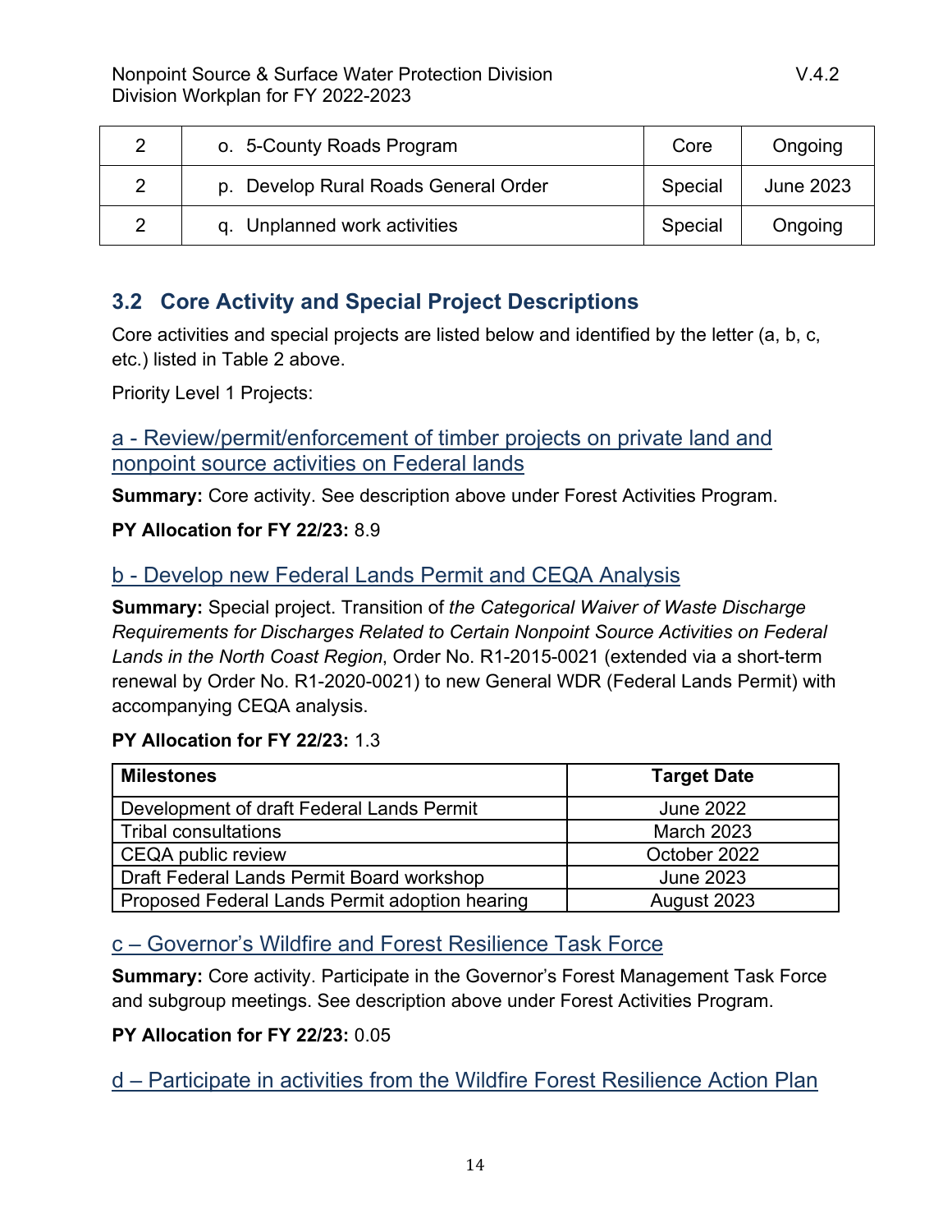| 2 | o. 5-County Roads Program | Core | Ongoing |
|---|---|---|---|
| 2 | p. Develop Rural Roads General Order | Special | June 2023 |
| 2 | q. Unplanned work activities | Special | Ongoing |

## 3.2 Core Activity and Special Project Descriptions

Core activities and special projects are listed below and identified by the letter (a, b, c, etc.) listed in Table 2 above.

Priority Level 1 Projects:

### a - Review/permit/enforcement of timber projects on private land and nonpoint source activities on Federal lands

**Summary:** Core activity. See description above under Forest Activities Program.

**PY Allocation for FY 22/23:** 8.9

### b - Develop new Federal Lands Permit and CEQA Analysis

**Summary:** Special project. Transition of *the Categorical Waiver of Waste Discharge Requirements for Discharges Related to Certain Nonpoint Source Activities on Federal Lands in the North Coast Region*, Order No. R1-2015-0021 (extended via a short-term renewal by Order No. R1-2020-0021) to new General WDR (Federal Lands Permit) with accompanying CEQA analysis.

**PY Allocation for FY 22/23:** 1.3

| Milestones | Target Date |
|---|---|
| Development of draft Federal Lands Permit | June 2022 |
| Tribal consultations | March 2023 |
| CEQA public review | October 2022 |
| Draft Federal Lands Permit Board workshop | June 2023 |
| Proposed Federal Lands Permit adoption hearing | August 2023 |

### c – Governor's Wildfire and Forest Resilience Task Force

**Summary:** Core activity. Participate in the Governor's Forest Management Task Force and subgroup meetings. See description above under Forest Activities Program.

**PY Allocation for FY 22/23:** 0.05

### d – Participate in activities from the Wildfire Forest Resilience Action Plan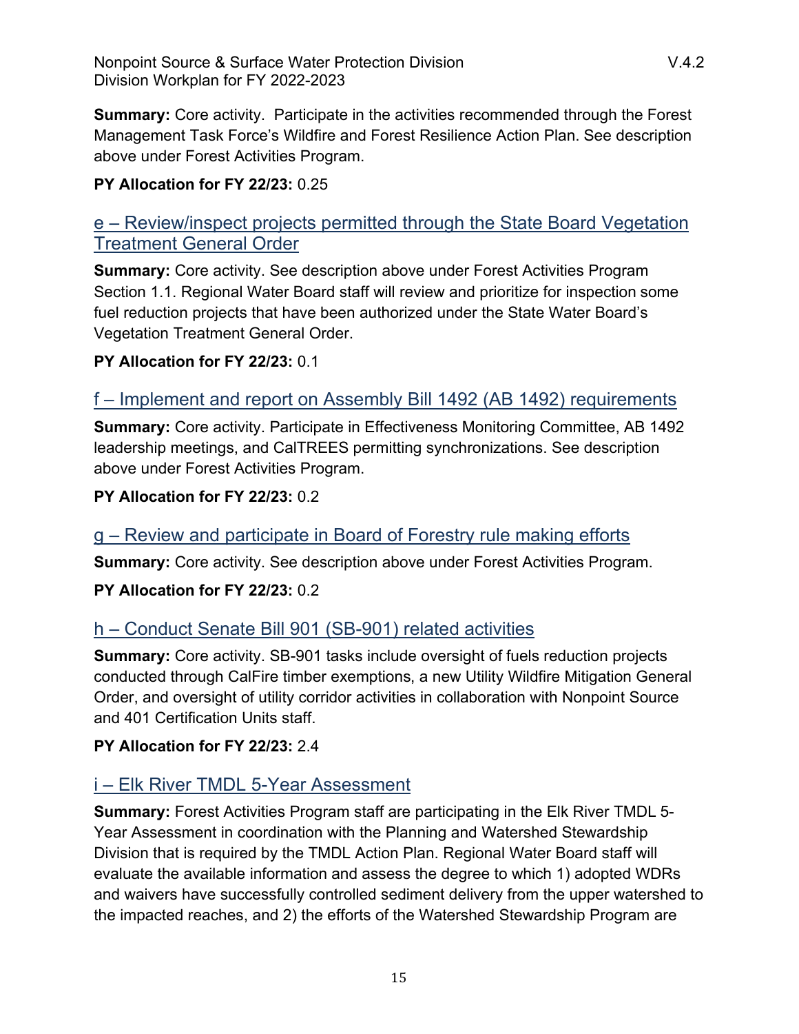**Summary:** Core activity. Participate in the activities recommended through the Forest Management Task Force's Wildfire and Forest Resilience Action Plan. See description above under Forest Activities Program.

**PY Allocation for FY 22/23:** 0.25

### e – Review/inspect projects permitted through the State Board Vegetation Treatment General Order

**Summary:** Core activity. See description above under Forest Activities Program Section 1.1. Regional Water Board staff will review and prioritize for inspection some fuel reduction projects that have been authorized under the State Water Board's Vegetation Treatment General Order.

**PY Allocation for FY 22/23:** 0.1

### f – Implement and report on Assembly Bill 1492 (AB 1492) requirements

**Summary:** Core activity. Participate in Effectiveness Monitoring Committee, AB 1492 leadership meetings, and CalTREES permitting synchronizations. See description above under Forest Activities Program.

**PY Allocation for FY 22/23:** 0.2

### g – Review and participate in Board of Forestry rule making efforts

**Summary:** Core activity. See description above under Forest Activities Program.

**PY Allocation for FY 22/23:** 0.2

### h – Conduct Senate Bill 901 (SB-901) related activities

**Summary:** Core activity. SB-901 tasks include oversight of fuels reduction projects conducted through CalFire timber exemptions, a new Utility Wildfire Mitigation General Order, and oversight of utility corridor activities in collaboration with Nonpoint Source and 401 Certification Units staff.

**PY Allocation for FY 22/23:** 2.4

### i – Elk River TMDL 5-Year Assessment

**Summary:** Forest Activities Program staff are participating in the Elk River TMDL 5-Year Assessment in coordination with the Planning and Watershed Stewardship Division that is required by the TMDL Action Plan. Regional Water Board staff will evaluate the available information and assess the degree to which 1) adopted WDRs and waivers have successfully controlled sediment delivery from the upper watershed to the impacted reaches, and 2) the efforts of the Watershed Stewardship Program are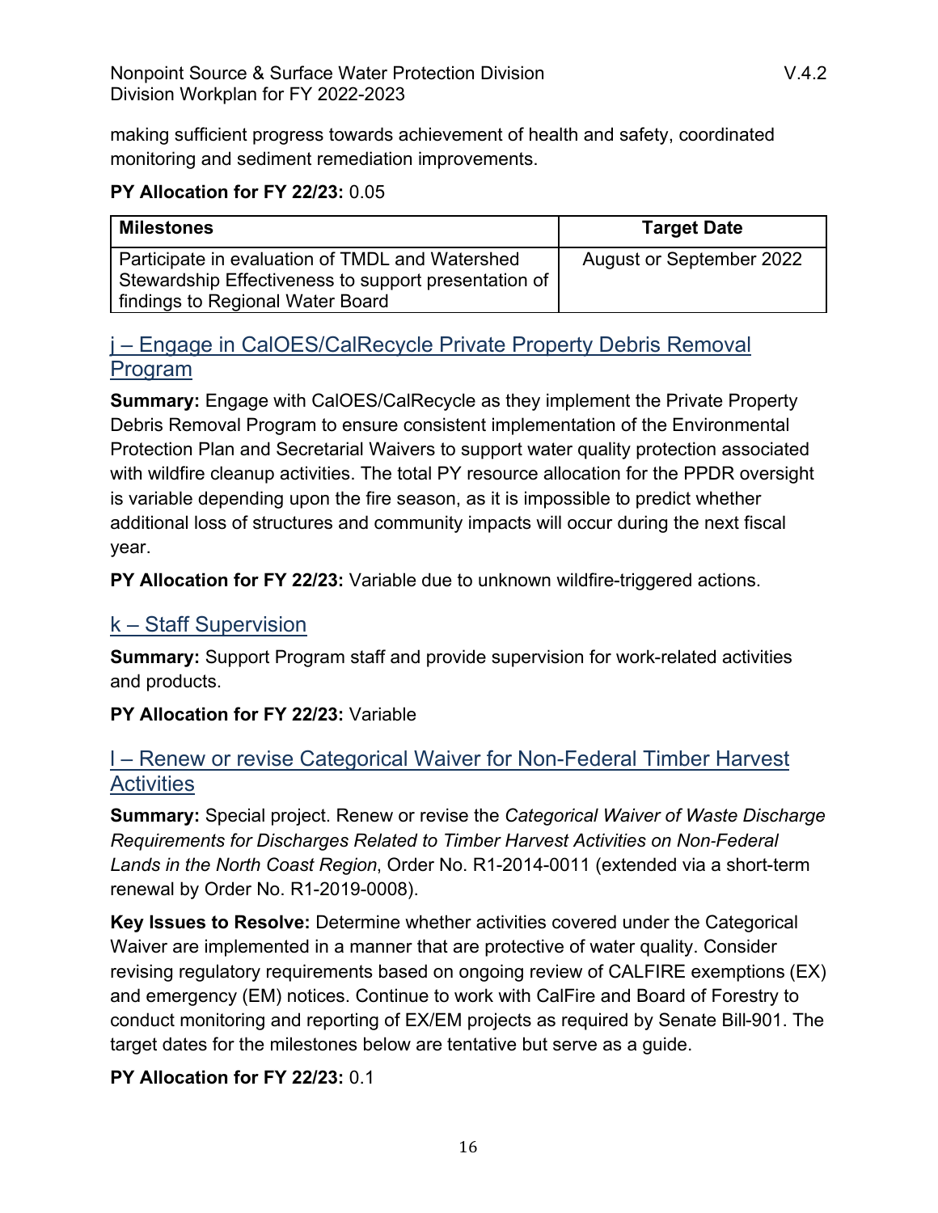making sufficient progress towards achievement of health and safety, coordinated monitoring and sediment remediation improvements.

**PY Allocation for FY 22/23:** 0.05

| Milestones | Target Date |
| --- | --- |
| Participate in evaluation of TMDL and Watershed Stewardship Effectiveness to support presentation of findings to Regional Water Board | August or September 2022 |

### j – Engage in CalOES/CalRecycle Private Property Debris Removal Program

**Summary:** Engage with CalOES/CalRecycle as they implement the Private Property Debris Removal Program to ensure consistent implementation of the Environmental Protection Plan and Secretarial Waivers to support water quality protection associated with wildfire cleanup activities. The total PY resource allocation for the PPDR oversight is variable depending upon the fire season, as it is impossible to predict whether additional loss of structures and community impacts will occur during the next fiscal year.

**PY Allocation for FY 22/23:** Variable due to unknown wildfire-triggered actions.

### k – Staff Supervision

**Summary:** Support Program staff and provide supervision for work-related activities and products.

**PY Allocation for FY 22/23:** Variable

### l – Renew or revise Categorical Waiver for Non-Federal Timber Harvest Activities

**Summary:** Special project. Renew or revise the *Categorical Waiver of Waste Discharge Requirements for Discharges Related to Timber Harvest Activities on Non-Federal Lands in the North Coast Region*, Order No. R1-2014-0011 (extended via a short-term renewal by Order No. R1-2019-0008).

**Key Issues to Resolve:** Determine whether activities covered under the Categorical Waiver are implemented in a manner that are protective of water quality. Consider revising regulatory requirements based on ongoing review of CALFIRE exemptions (EX) and emergency (EM) notices. Continue to work with CalFire and Board of Forestry to conduct monitoring and reporting of EX/EM projects as required by Senate Bill-901. The target dates for the milestones below are tentative but serve as a guide.

**PY Allocation for FY 22/23:** 0.1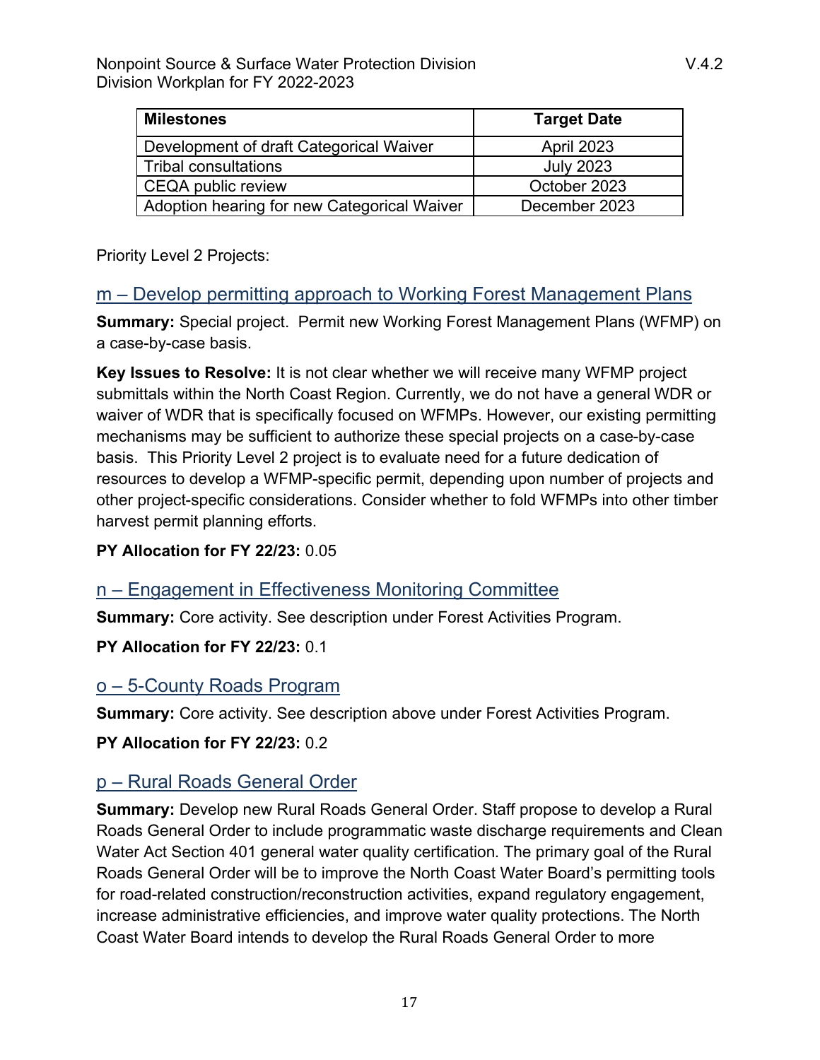| Milestones | Target Date |
|---|---|
| Development of draft Categorical Waiver | April 2023 |
| Tribal consultations | July 2023 |
| CEQA public review | October 2023 |
| Adoption hearing for new Categorical Waiver | December 2023 |

Priority Level 2 Projects:

## m – Develop permitting approach to Working Forest Management Plans

**Summary:** Special project. Permit new Working Forest Management Plans (WFMP) on a case-by-case basis.

**Key Issues to Resolve:** It is not clear whether we will receive many WFMP project submittals within the North Coast Region. Currently, we do not have a general WDR or waiver of WDR that is specifically focused on WFMPs. However, our existing permitting mechanisms may be sufficient to authorize these special projects on a case-by-case basis. This Priority Level 2 project is to evaluate need for a future dedication of resources to develop a WFMP-specific permit, depending upon number of projects and other project-specific considerations. Consider whether to fold WFMPs into other timber harvest permit planning efforts.

**PY Allocation for FY 22/23:** 0.05

## n – Engagement in Effectiveness Monitoring Committee

**Summary:** Core activity. See description under Forest Activities Program.

**PY Allocation for FY 22/23:** 0.1

## o – 5-County Roads Program

**Summary:** Core activity. See description above under Forest Activities Program.

**PY Allocation for FY 22/23:** 0.2

## p – Rural Roads General Order

**Summary:** Develop new Rural Roads General Order. Staff propose to develop a Rural Roads General Order to include programmatic waste discharge requirements and Clean Water Act Section 401 general water quality certification. The primary goal of the Rural Roads General Order will be to improve the North Coast Water Board's permitting tools for road-related construction/reconstruction activities, expand regulatory engagement, increase administrative efficiencies, and improve water quality protections. The North Coast Water Board intends to develop the Rural Roads General Order to more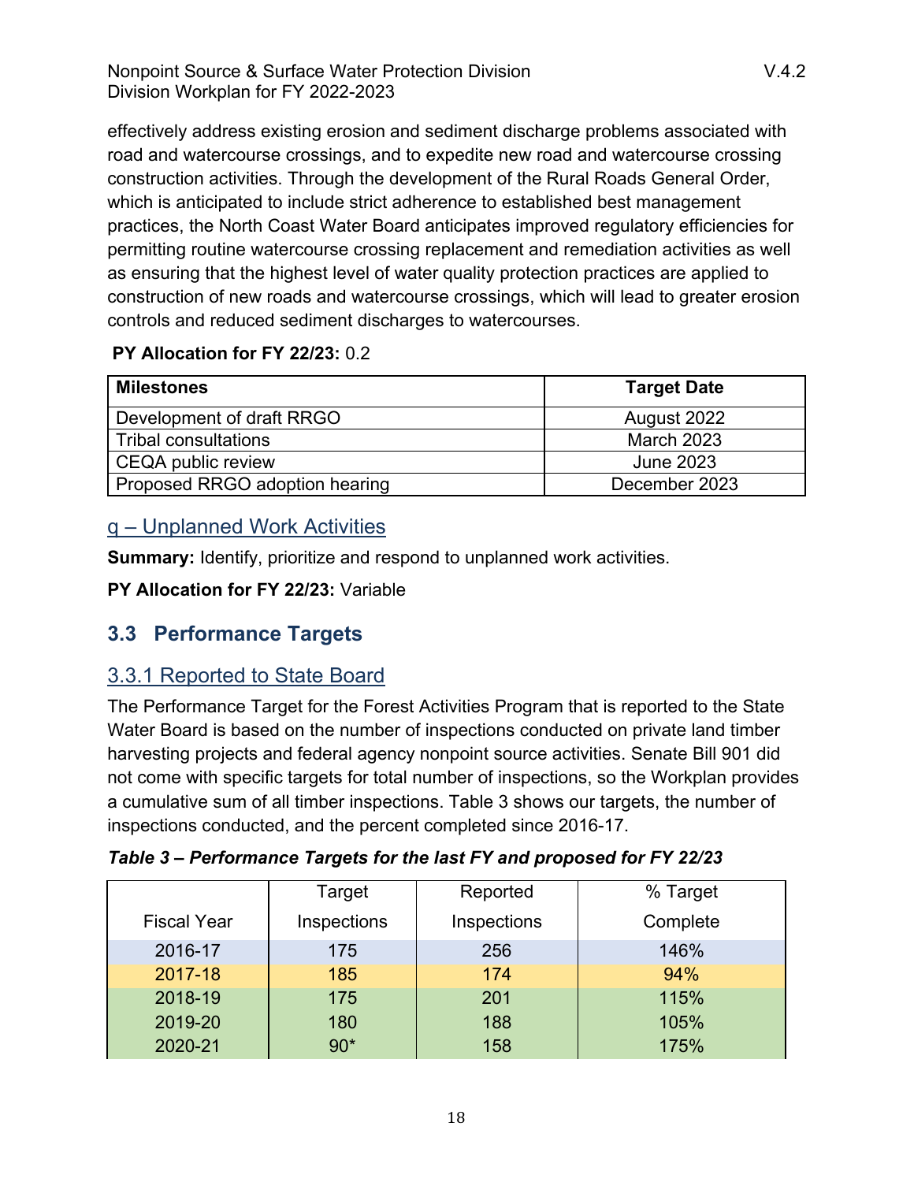effectively address existing erosion and sediment discharge problems associated with road and watercourse crossings, and to expedite new road and watercourse crossing construction activities. Through the development of the Rural Roads General Order, which is anticipated to include strict adherence to established best management practices, the North Coast Water Board anticipates improved regulatory efficiencies for permitting routine watercourse crossing replacement and remediation activities as well as ensuring that the highest level of water quality protection practices are applied to construction of new roads and watercourse crossings, which will lead to greater erosion controls and reduced sediment discharges to watercourses.

**PY Allocation for FY 22/23:** 0.2

| Milestones | Target Date |
|---|---|
| Development of draft RRGO | August 2022 |
| Tribal consultations | March 2023 |
| CEQA public review | June 2023 |
| Proposed RRGO adoption hearing | December 2023 |

#### q – Unplanned Work Activities

**Summary:** Identify, prioritize and respond to unplanned work activities.

**PY Allocation for FY 22/23:** Variable

## 3.3 Performance Targets

### 3.3.1 Reported to State Board

The Performance Target for the Forest Activities Program that is reported to the State Water Board is based on the number of inspections conducted on private land timber harvesting projects and federal agency nonpoint source activities. Senate Bill 901 did not come with specific targets for total number of inspections, so the Workplan provides a cumulative sum of all timber inspections. Table 3 shows our targets, the number of inspections conducted, and the percent completed since 2016-17.

***Table 3 – Performance Targets for the last FY and proposed for FY 22/23***

| Fiscal Year | Target Inspections | Reported Inspections | % Target Complete |
|---|---|---|---|
| 2016-17 | 175 | 256 | 146% |
| 2017-18 | 185 | 174 | 94% |
| 2018-19 | 175 | 201 | 115% |
| 2019-20 | 180 | 188 | 105% |
| 2020-21 | 90* | 158 | 175% |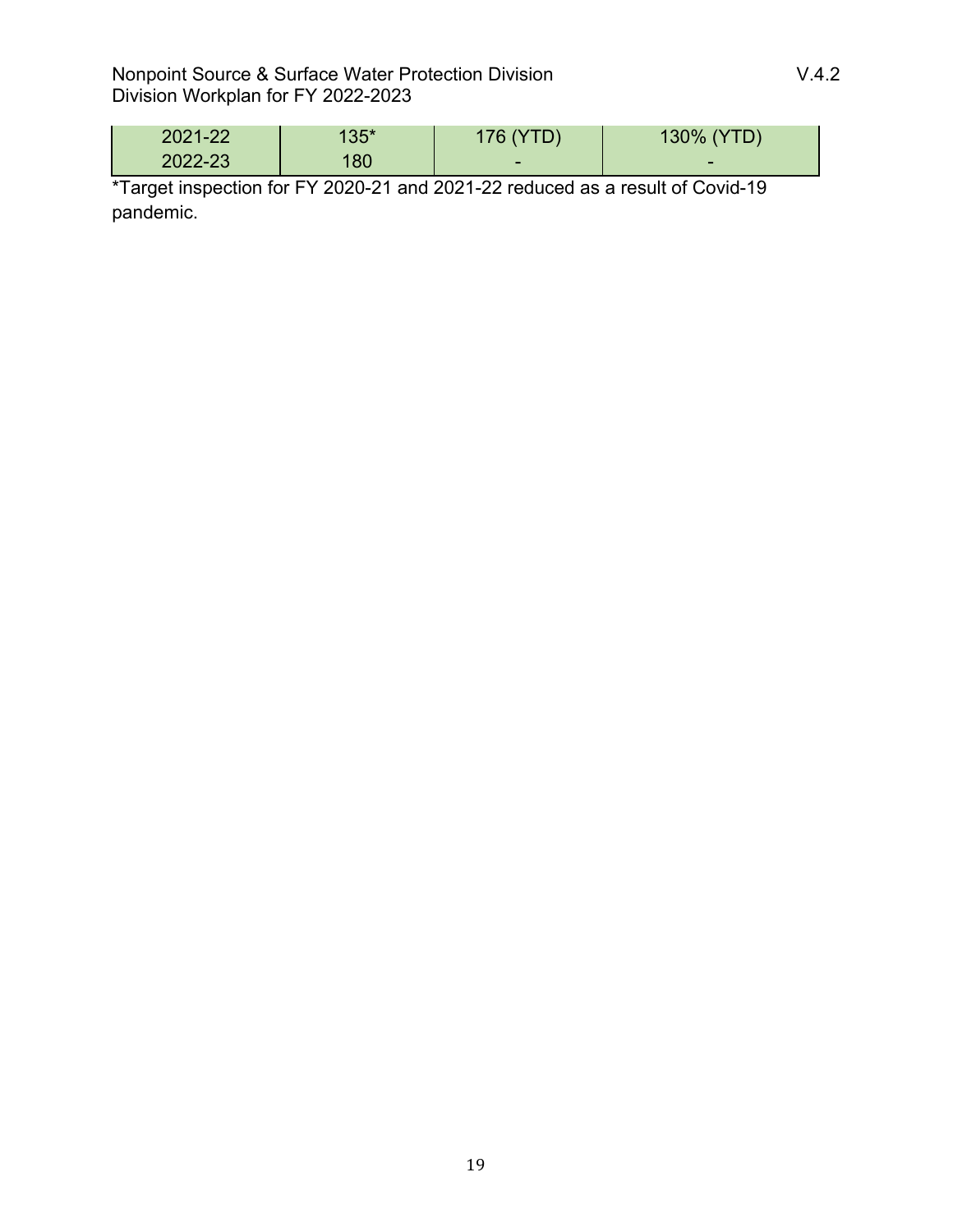| | | | |
|---|---|---|---|
| 2021-22 | 135* | 176 (YTD) | 130% (YTD) |
| 2022-23 | 180 | - | - |

*Target inspection for FY 2020-21 and 2021-22 reduced as a result of Covid-19 pandemic.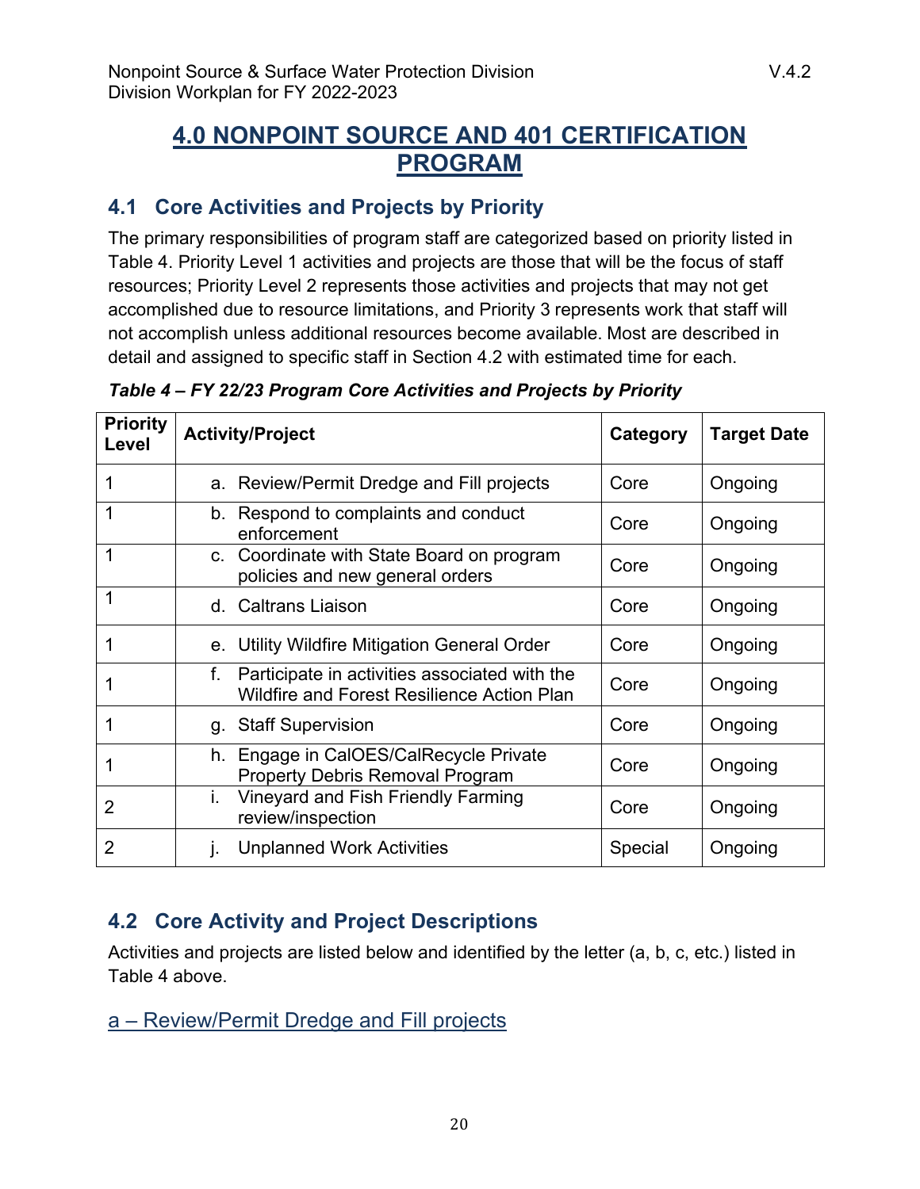# 4.0 NONPOINT SOURCE AND 401 CERTIFICATION PROGRAM

## 4.1 Core Activities and Projects by Priority

The primary responsibilities of program staff are categorized based on priority listed in Table 4. Priority Level 1 activities and projects are those that will be the focus of staff resources; Priority Level 2 represents those activities and projects that may not get accomplished due to resource limitations, and Priority 3 represents work that staff will not accomplish unless additional resources become available. Most are described in detail and assigned to specific staff in Section 4.2 with estimated time for each.

***Table 4 – FY 22/23 Program Core Activities and Projects by Priority***

| Priority Level | Activity/Project | Category | Target Date |
|---|---|---|---|
| 1 | a. Review/Permit Dredge and Fill projects | Core | Ongoing |
| 1 | b. Respond to complaints and conduct enforcement | Core | Ongoing |
| 1 | c. Coordinate with State Board on program policies and new general orders | Core | Ongoing |
| 1 | d. Caltrans Liaison | Core | Ongoing |
| 1 | e. Utility Wildfire Mitigation General Order | Core | Ongoing |
| 1 | f. Participate in activities associated with the Wildfire and Forest Resilience Action Plan | Core | Ongoing |
| 1 | g. Staff Supervision | Core | Ongoing |
| 1 | h. Engage in CalOES/CalRecycle Private Property Debris Removal Program | Core | Ongoing |
| 2 | i. Vineyard and Fish Friendly Farming review/inspection | Core | Ongoing |
| 2 | j. Unplanned Work Activities | Special | Ongoing |

## 4.2 Core Activity and Project Descriptions

Activities and projects are listed below and identified by the letter (a, b, c, etc.) listed in Table 4 above.

### a – Review/Permit Dredge and Fill projects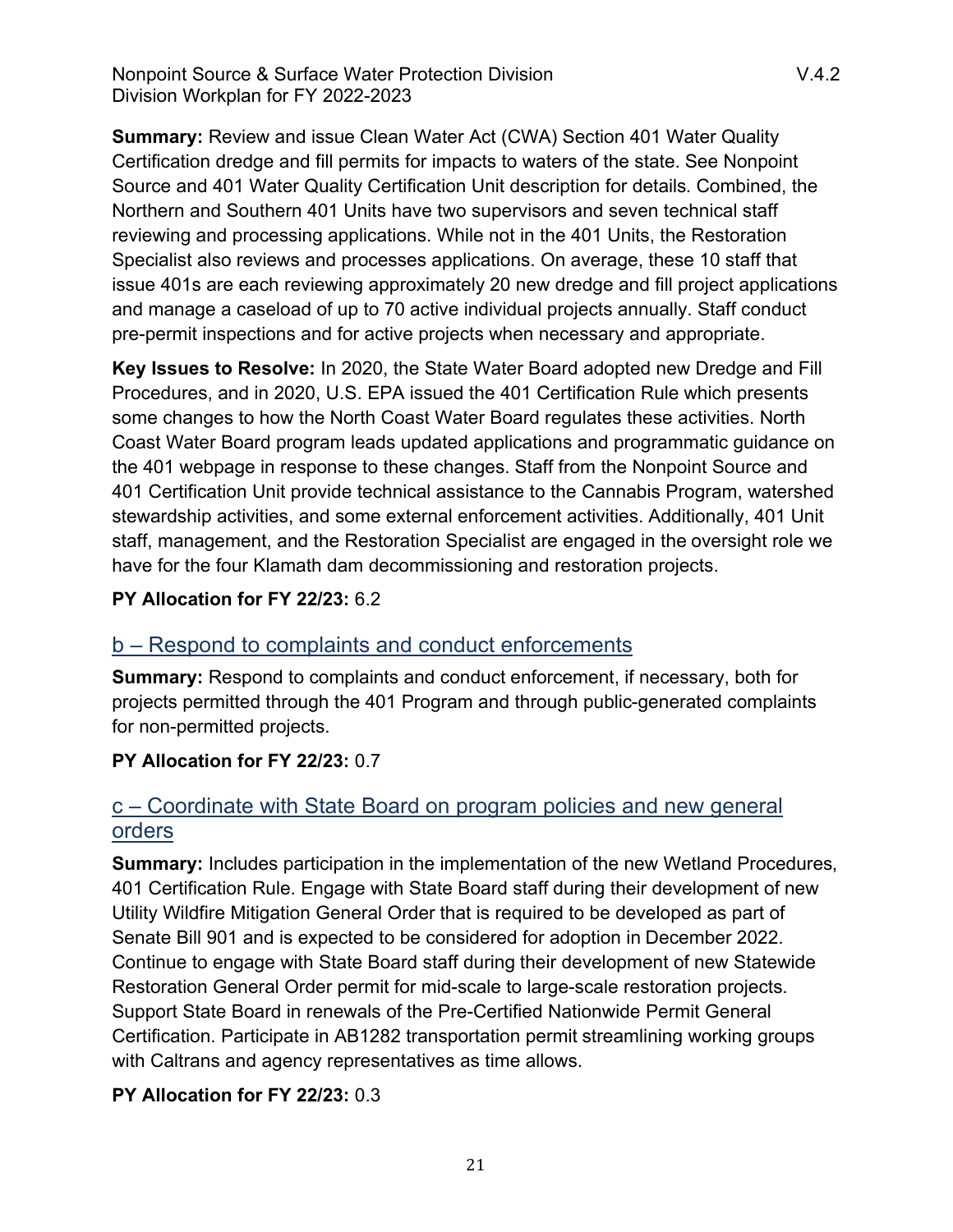**Summary:** Review and issue Clean Water Act (CWA) Section 401 Water Quality Certification dredge and fill permits for impacts to waters of the state. See Nonpoint Source and 401 Water Quality Certification Unit description for details. Combined, the Northern and Southern 401 Units have two supervisors and seven technical staff reviewing and processing applications. While not in the 401 Units, the Restoration Specialist also reviews and processes applications. On average, these 10 staff that issue 401s are each reviewing approximately 20 new dredge and fill project applications and manage a caseload of up to 70 active individual projects annually. Staff conduct pre-permit inspections and for active projects when necessary and appropriate.

**Key Issues to Resolve:** In 2020, the State Water Board adopted new Dredge and Fill Procedures, and in 2020, U.S. EPA issued the 401 Certification Rule which presents some changes to how the North Coast Water Board regulates these activities. North Coast Water Board program leads updated applications and programmatic guidance on the 401 webpage in response to these changes. Staff from the Nonpoint Source and 401 Certification Unit provide technical assistance to the Cannabis Program, watershed stewardship activities, and some external enforcement activities. Additionally, 401 Unit staff, management, and the Restoration Specialist are engaged in the oversight role we have for the four Klamath dam decommissioning and restoration projects.

**PY Allocation for FY 22/23:** 6.2

## b – Respond to complaints and conduct enforcements

**Summary:** Respond to complaints and conduct enforcement, if necessary, both for projects permitted through the 401 Program and through public-generated complaints for non-permitted projects.

**PY Allocation for FY 22/23:** 0.7

## c – Coordinate with State Board on program policies and new general orders

**Summary:** Includes participation in the implementation of the new Wetland Procedures, 401 Certification Rule. Engage with State Board staff during their development of new Utility Wildfire Mitigation General Order that is required to be developed as part of Senate Bill 901 and is expected to be considered for adoption in December 2022. Continue to engage with State Board staff during their development of new Statewide Restoration General Order permit for mid-scale to large-scale restoration projects. Support State Board in renewals of the Pre-Certified Nationwide Permit General Certification. Participate in AB1282 transportation permit streamlining working groups with Caltrans and agency representatives as time allows.

**PY Allocation for FY 22/23:** 0.3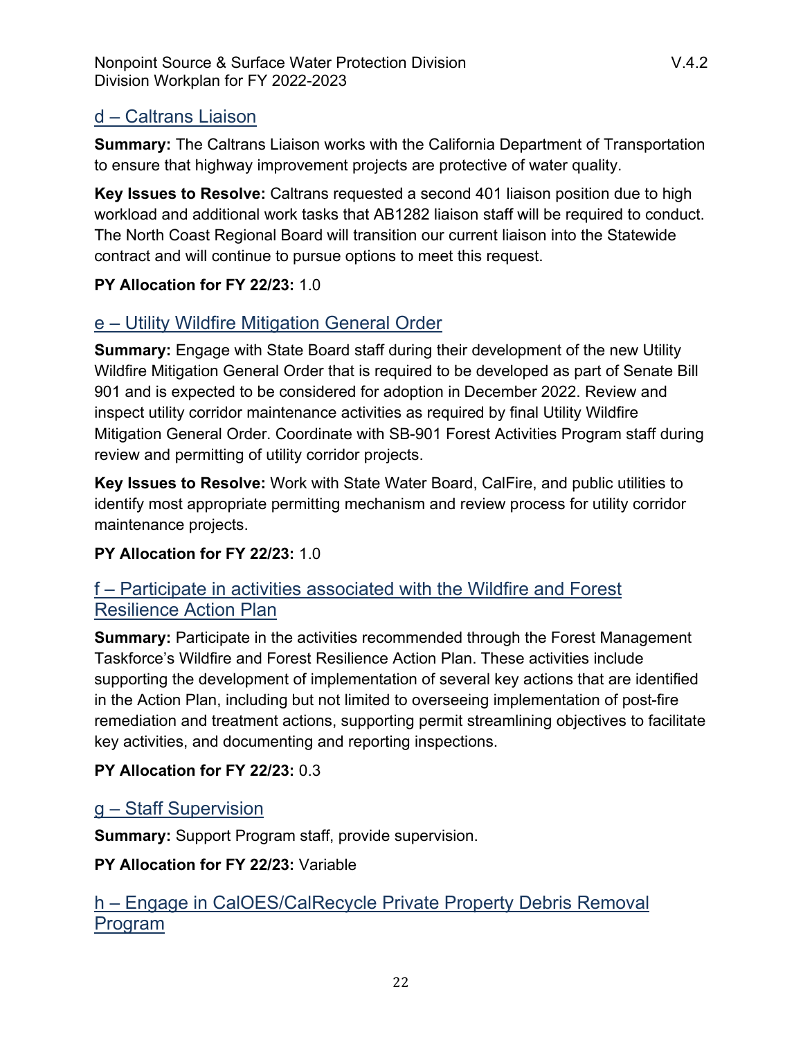### d – Caltrans Liaison

**Summary:** The Caltrans Liaison works with the California Department of Transportation to ensure that highway improvement projects are protective of water quality.

**Key Issues to Resolve:** Caltrans requested a second 401 liaison position due to high workload and additional work tasks that AB1282 liaison staff will be required to conduct. The North Coast Regional Board will transition our current liaison into the Statewide contract and will continue to pursue options to meet this request.

**PY Allocation for FY 22/23:** 1.0

### e – Utility Wildfire Mitigation General Order

**Summary:** Engage with State Board staff during their development of the new Utility Wildfire Mitigation General Order that is required to be developed as part of Senate Bill 901 and is expected to be considered for adoption in December 2022. Review and inspect utility corridor maintenance activities as required by final Utility Wildfire Mitigation General Order. Coordinate with SB-901 Forest Activities Program staff during review and permitting of utility corridor projects.

**Key Issues to Resolve:** Work with State Water Board, CalFire, and public utilities to identify most appropriate permitting mechanism and review process for utility corridor maintenance projects.

**PY Allocation for FY 22/23:** 1.0

### f – Participate in activities associated with the Wildfire and Forest Resilience Action Plan

**Summary:** Participate in the activities recommended through the Forest Management Taskforce's Wildfire and Forest Resilience Action Plan. These activities include supporting the development of implementation of several key actions that are identified in the Action Plan, including but not limited to overseeing implementation of post-fire remediation and treatment actions, supporting permit streamlining objectives to facilitate key activities, and documenting and reporting inspections.

**PY Allocation for FY 22/23:** 0.3

### g – Staff Supervision

**Summary:** Support Program staff, provide supervision.

**PY Allocation for FY 22/23:** Variable

### h – Engage in CalOES/CalRecycle Private Property Debris Removal Program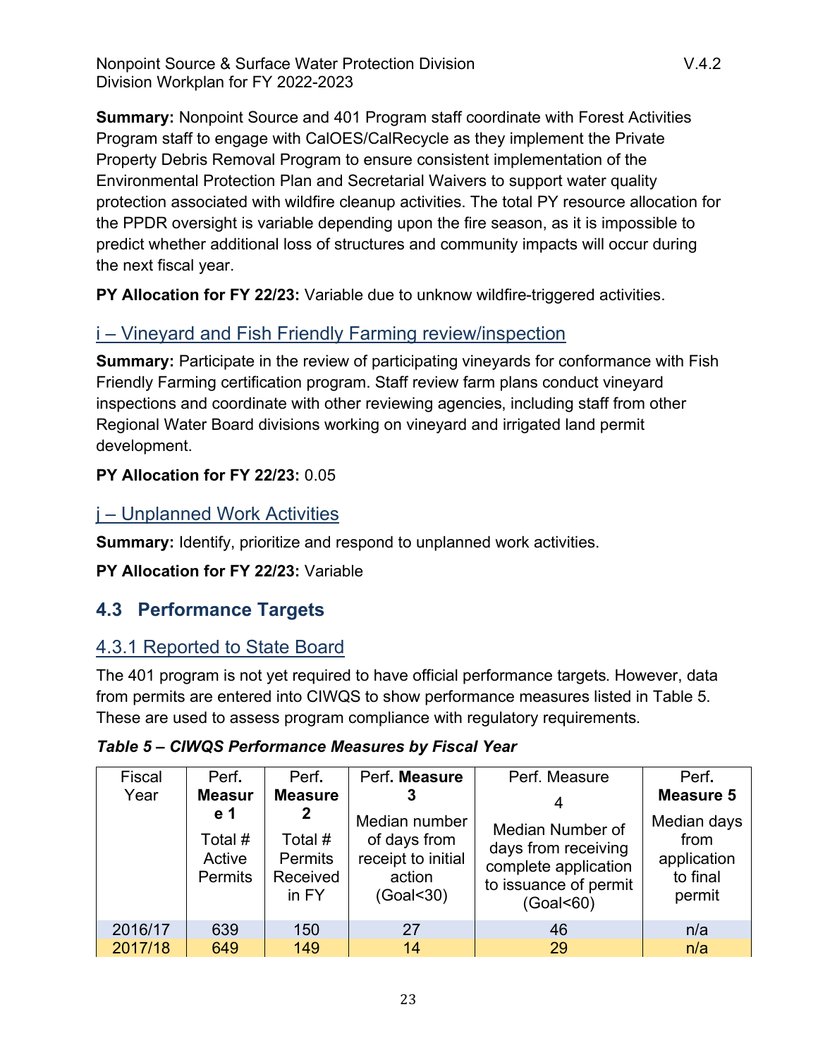**Summary:** Nonpoint Source and 401 Program staff coordinate with Forest Activities Program staff to engage with CalOES/CalRecycle as they implement the Private Property Debris Removal Program to ensure consistent implementation of the Environmental Protection Plan and Secretarial Waivers to support water quality protection associated with wildfire cleanup activities. The total PY resource allocation for the PPDR oversight is variable depending upon the fire season, as it is impossible to predict whether additional loss of structures and community impacts will occur during the next fiscal year.

**PY Allocation for FY 22/23:** Variable due to unknow wildfire-triggered activities.

### i – Vineyard and Fish Friendly Farming review/inspection

**Summary:** Participate in the review of participating vineyards for conformance with Fish Friendly Farming certification program. Staff review farm plans conduct vineyard inspections and coordinate with other reviewing agencies, including staff from other Regional Water Board divisions working on vineyard and irrigated land permit development.

**PY Allocation for FY 22/23:** 0.05

### j – Unplanned Work Activities

**Summary:** Identify, prioritize and respond to unplanned work activities.

**PY Allocation for FY 22/23:** Variable

## 4.3 Performance Targets

### 4.3.1 Reported to State Board

The 401 program is not yet required to have official performance targets. However, data from permits are entered into CIWQS to show performance measures listed in Table 5. These are used to assess program compliance with regulatory requirements.

***Table 5 – CIWQS Performance Measures by Fiscal Year***

| Fiscal Year | Perf. **Measure 1** Total # Active Permits | Perf. **Measure 2** Total # Permits Received in FY | Perf. **Measure 3** Median number of days from receipt to initial action (Goal<30) | Perf. Measure 4 Median Number of days from receiving complete application to issuance of permit (Goal<60) | Perf. **Measure 5** Median days from application to final permit |
|---|---|---|---|---|---|
| 2016/17 | 639 | 150 | 27 | 46 | n/a |
| 2017/18 | 649 | 149 | 14 | 29 | n/a |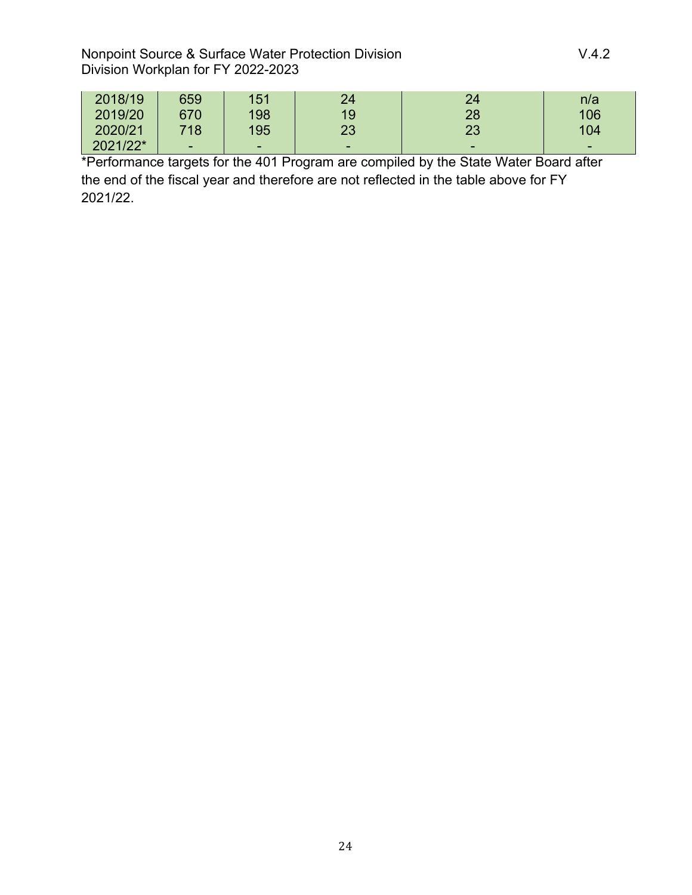| | | | | | |
|---|---|---|---|---|---|
| 2018/19 | 659 | 151 | 24 | 24 | n/a |
| 2019/20 | 670 | 198 | 19 | 28 | 106 |
| 2020/21 | 718 | 195 | 23 | 23 | 104 |
| 2021/22* | - | - | - | - | - |

*Performance targets for the 401 Program are compiled by the State Water Board after the end of the fiscal year and therefore are not reflected in the table above for FY 2021/22.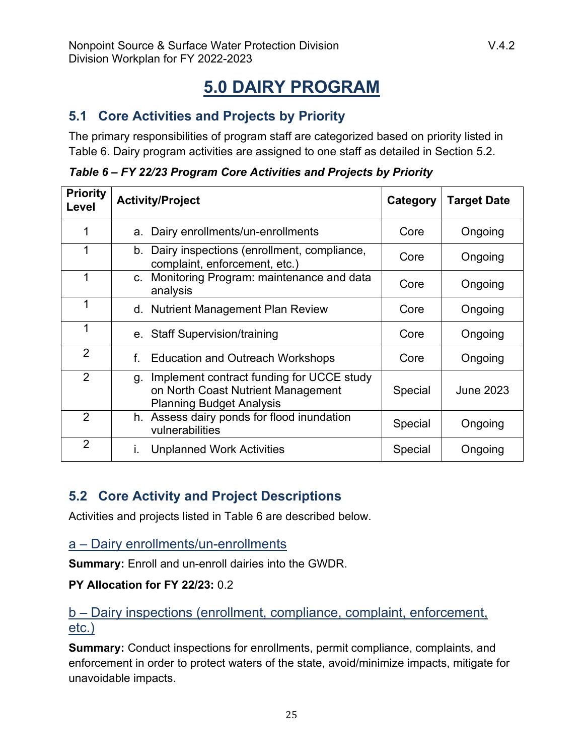# 5.0 DAIRY PROGRAM

## 5.1 Core Activities and Projects by Priority

The primary responsibilities of program staff are categorized based on priority listed in Table 6. Dairy program activities are assigned to one staff as detailed in Section 5.2.

***Table 6 – FY 22/23 Program Core Activities and Projects by Priority***

| Priority Level | Activity/Project | Category | Target Date |
|---|---|---|---|
| 1 | a. Dairy enrollments/un-enrollments | Core | Ongoing |
| 1 | b. Dairy inspections (enrollment, compliance, complaint, enforcement, etc.) | Core | Ongoing |
| 1 | c. Monitoring Program: maintenance and data analysis | Core | Ongoing |
| 1 | d. Nutrient Management Plan Review | Core | Ongoing |
| 1 | e. Staff Supervision/training | Core | Ongoing |
| 2 | f. Education and Outreach Workshops | Core | Ongoing |
| 2 | g. Implement contract funding for UCCE study on North Coast Nutrient Management Planning Budget Analysis | Special | June 2023 |
| 2 | h. Assess dairy ponds for flood inundation vulnerabilities | Special | Ongoing |
| 2 | i. Unplanned Work Activities | Special | Ongoing |

## 5.2 Core Activity and Project Descriptions

Activities and projects listed in Table 6 are described below.

### a – Dairy enrollments/un-enrollments

**Summary:** Enroll and un-enroll dairies into the GWDR.

**PY Allocation for FY 22/23:** 0.2

### b – Dairy inspections (enrollment, compliance, complaint, enforcement, etc.)

**Summary:** Conduct inspections for enrollments, permit compliance, complaints, and enforcement in order to protect waters of the state, avoid/minimize impacts, mitigate for unavoidable impacts.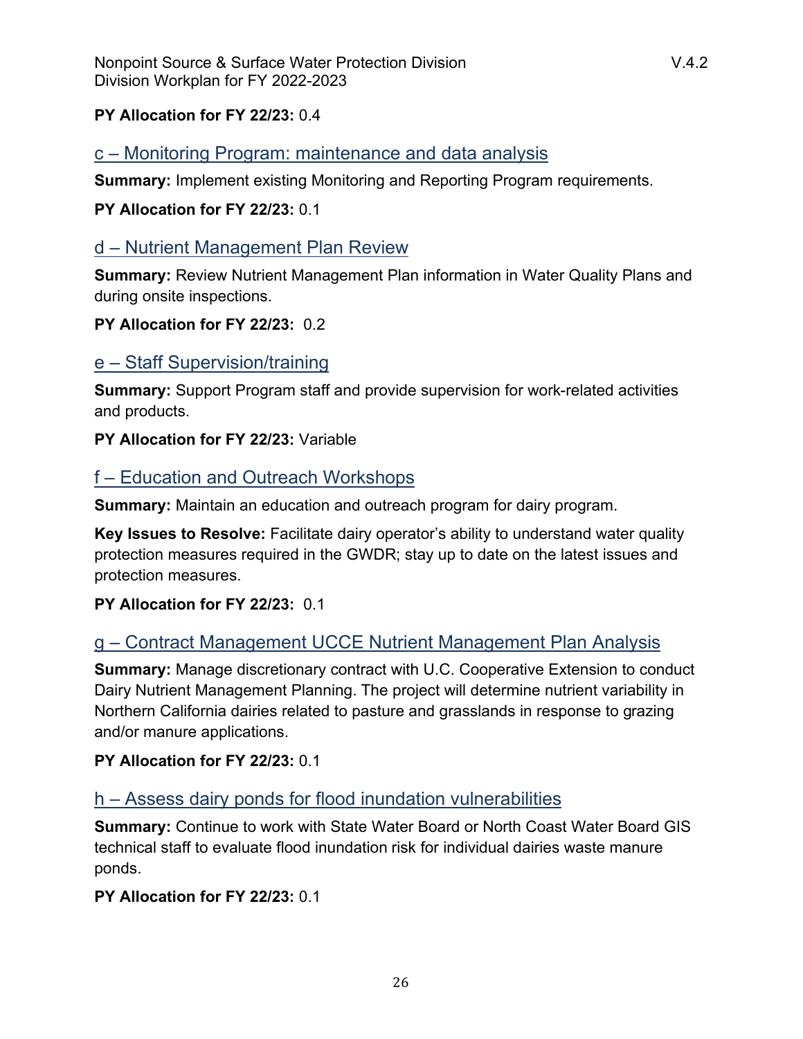**PY Allocation for FY 22/23:** 0.4

### c – Monitoring Program: maintenance and data analysis

**Summary:** Implement existing Monitoring and Reporting Program requirements.

**PY Allocation for FY 22/23:** 0.1

### d – Nutrient Management Plan Review

**Summary:** Review Nutrient Management Plan information in Water Quality Plans and during onsite inspections.

**PY Allocation for FY 22/23:** 0.2

### e – Staff Supervision/training

**Summary:** Support Program staff and provide supervision for work-related activities and products.

**PY Allocation for FY 22/23:** Variable

### f – Education and Outreach Workshops

**Summary:** Maintain an education and outreach program for dairy program.

**Key Issues to Resolve:** Facilitate dairy operator's ability to understand water quality protection measures required in the GWDR; stay up to date on the latest issues and protection measures.

**PY Allocation for FY 22/23:** 0.1

### g – Contract Management UCCE Nutrient Management Plan Analysis

**Summary:** Manage discretionary contract with U.C. Cooperative Extension to conduct Dairy Nutrient Management Planning. The project will determine nutrient variability in Northern California dairies related to pasture and grasslands in response to grazing and/or manure applications.

**PY Allocation for FY 22/23:** 0.1

### h – Assess dairy ponds for flood inundation vulnerabilities

**Summary:** Continue to work with State Water Board or North Coast Water Board GIS technical staff to evaluate flood inundation risk for individual dairies waste manure ponds.

**PY Allocation for FY 22/23:** 0.1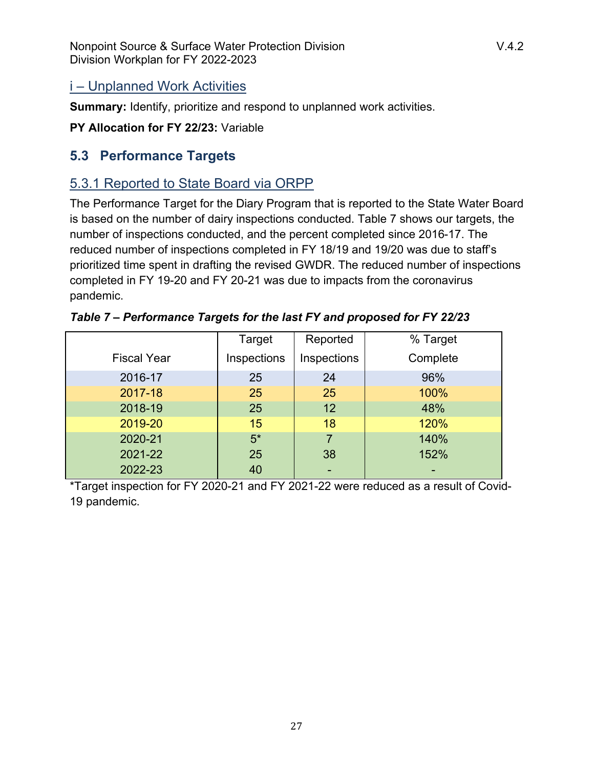### i – Unplanned Work Activities

**Summary:** Identify, prioritize and respond to unplanned work activities.

**PY Allocation for FY 22/23:** Variable

## 5.3 Performance Targets

### 5.3.1 Reported to State Board via ORPP

The Performance Target for the Diary Program that is reported to the State Water Board is based on the number of dairy inspections conducted. Table 7 shows our targets, the number of inspections conducted, and the percent completed since 2016-17. The reduced number of inspections completed in FY 18/19 and 19/20 was due to staff's prioritized time spent in drafting the revised GWDR. The reduced number of inspections completed in FY 19-20 and FY 20-21 was due to impacts from the coronavirus pandemic.

***Table 7 – Performance Targets for the last FY and proposed for FY 22/23***

| Fiscal Year | Target Inspections | Reported Inspections | % Target Complete |
|---|---|---|---|
| 2016-17 | 25 | 24 | 96% |
| 2017-18 | 25 | 25 | 100% |
| 2018-19 | 25 | 12 | 48% |
| 2019-20 | 15 | 18 | 120% |
| 2020-21 | 5* | 7 | 140% |
| 2021-22 | 25 | 38 | 152% |
| 2022-23 | 40 | - | - |

*Target inspection for FY 2020-21 and FY 2021-22 were reduced as a result of Covid-19 pandemic.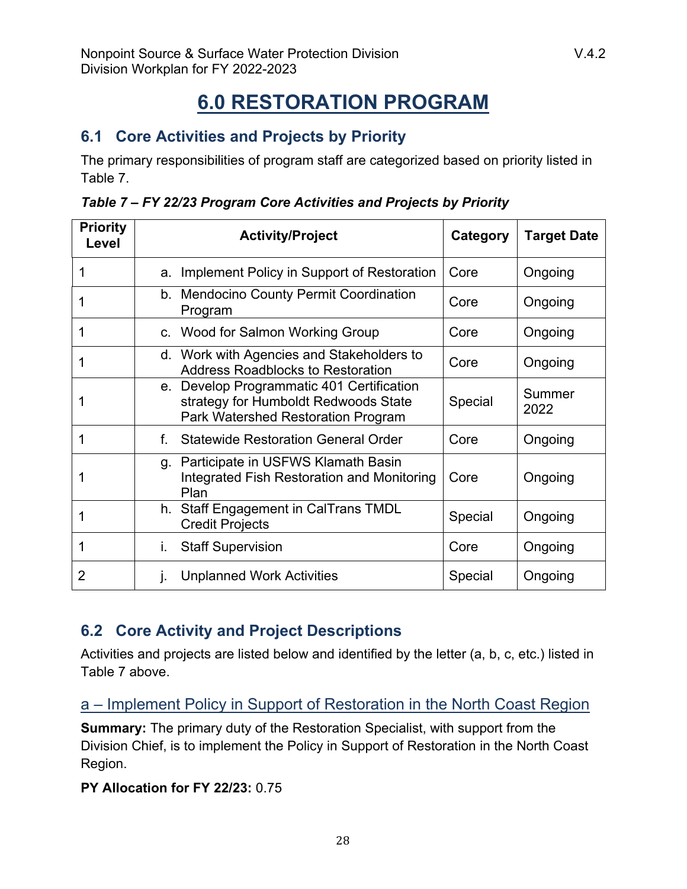# 6.0 RESTORATION PROGRAM

## 6.1 Core Activities and Projects by Priority

The primary responsibilities of program staff are categorized based on priority listed in Table 7.

***Table 7 – FY 22/23 Program Core Activities and Projects by Priority***

| Priority Level | Activity/Project | Category | Target Date |
|---|---|---|---|
| 1 | a. Implement Policy in Support of Restoration | Core | Ongoing |
| 1 | b. Mendocino County Permit Coordination Program | Core | Ongoing |
| 1 | c. Wood for Salmon Working Group | Core | Ongoing |
| 1 | d. Work with Agencies and Stakeholders to Address Roadblocks to Restoration | Core | Ongoing |
| 1 | e. Develop Programmatic 401 Certification strategy for Humboldt Redwoods State Park Watershed Restoration Program | Special | Summer 2022 |
| 1 | f. Statewide Restoration General Order | Core | Ongoing |
| 1 | g. Participate in USFWS Klamath Basin Integrated Fish Restoration and Monitoring Plan | Core | Ongoing |
| 1 | h. Staff Engagement in CalTrans TMDL Credit Projects | Special | Ongoing |
| 1 | i. Staff Supervision | Core | Ongoing |
| 2 | j. Unplanned Work Activities | Special | Ongoing |

## 6.2 Core Activity and Project Descriptions

Activities and projects are listed below and identified by the letter (a, b, c, etc.) listed in Table 7 above.

### a – Implement Policy in Support of Restoration in the North Coast Region

**Summary:** The primary duty of the Restoration Specialist, with support from the Division Chief, is to implement the Policy in Support of Restoration in the North Coast Region.

**PY Allocation for FY 22/23:** 0.75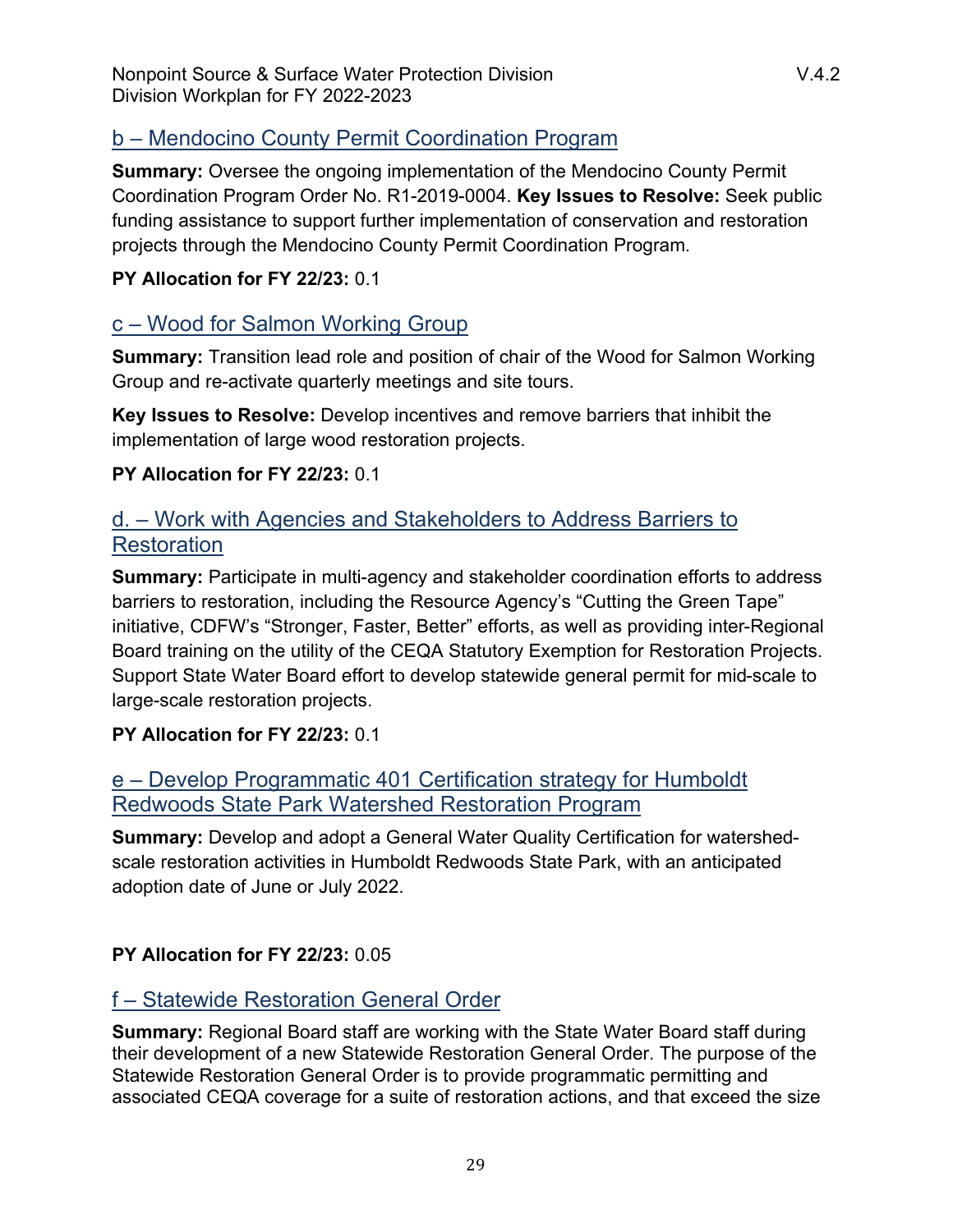### b – Mendocino County Permit Coordination Program

**Summary:** Oversee the ongoing implementation of the Mendocino County Permit Coordination Program Order No. R1-2019-0004. **Key Issues to Resolve:** Seek public funding assistance to support further implementation of conservation and restoration projects through the Mendocino County Permit Coordination Program.

**PY Allocation for FY 22/23:** 0.1

### c – Wood for Salmon Working Group

**Summary:** Transition lead role and position of chair of the Wood for Salmon Working Group and re-activate quarterly meetings and site tours.

**Key Issues to Resolve:** Develop incentives and remove barriers that inhibit the implementation of large wood restoration projects.

**PY Allocation for FY 22/23:** 0.1

### d. – Work with Agencies and Stakeholders to Address Barriers to Restoration

**Summary:** Participate in multi-agency and stakeholder coordination efforts to address barriers to restoration, including the Resource Agency's "Cutting the Green Tape" initiative, CDFW's "Stronger, Faster, Better" efforts, as well as providing inter-Regional Board training on the utility of the CEQA Statutory Exemption for Restoration Projects. Support State Water Board effort to develop statewide general permit for mid-scale to large-scale restoration projects.

**PY Allocation for FY 22/23:** 0.1

### e – Develop Programmatic 401 Certification strategy for Humboldt Redwoods State Park Watershed Restoration Program

**Summary:** Develop and adopt a General Water Quality Certification for watershed-scale restoration activities in Humboldt Redwoods State Park, with an anticipated adoption date of June or July 2022.

**PY Allocation for FY 22/23:** 0.05

### f – Statewide Restoration General Order

**Summary:** Regional Board staff are working with the State Water Board staff during their development of a new Statewide Restoration General Order. The purpose of the Statewide Restoration General Order is to provide programmatic permitting and associated CEQA coverage for a suite of restoration actions, and that exceed the size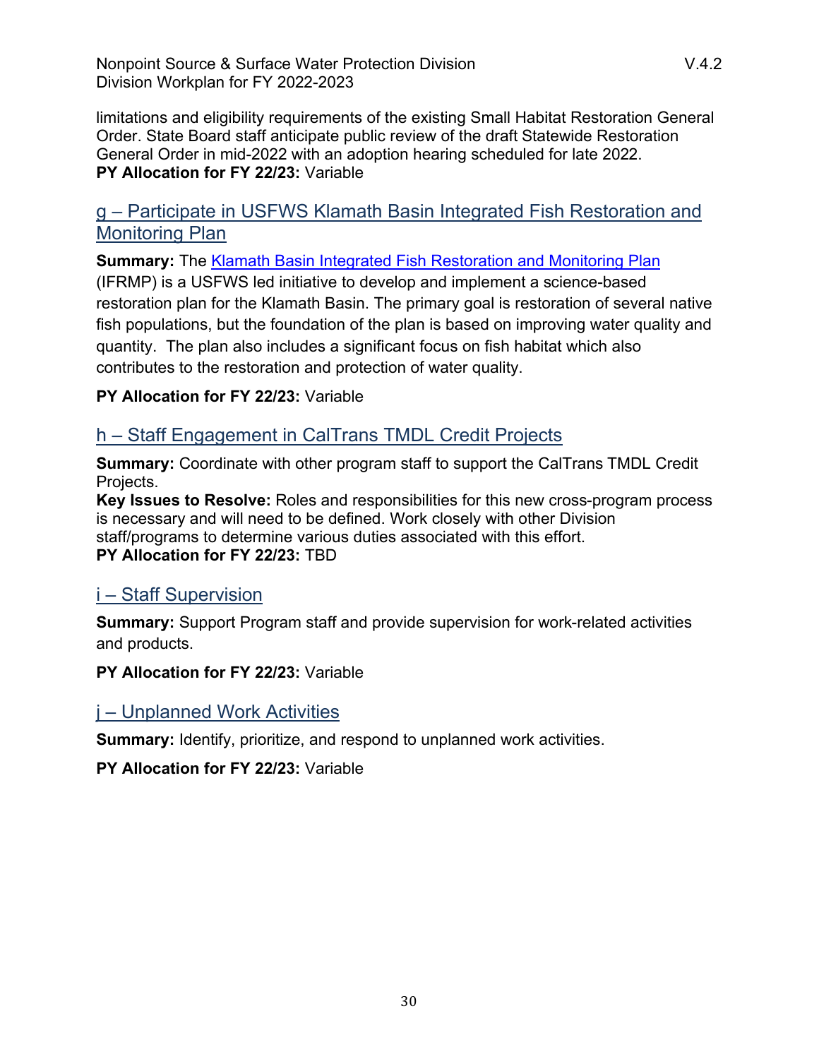limitations and eligibility requirements of the existing Small Habitat Restoration General Order. State Board staff anticipate public review of the draft Statewide Restoration General Order in mid-2022 with an adoption hearing scheduled for late 2022.
**PY Allocation for FY 22/23:** Variable

### g – Participate in USFWS Klamath Basin Integrated Fish Restoration and Monitoring Plan

**Summary:** The Klamath Basin Integrated Fish Restoration and Monitoring Plan (IFRMP) is a USFWS led initiative to develop and implement a science-based restoration plan for the Klamath Basin. The primary goal is restoration of several native fish populations, but the foundation of the plan is based on improving water quality and quantity. The plan also includes a significant focus on fish habitat which also contributes to the restoration and protection of water quality.

**PY Allocation for FY 22/23:** Variable

### h – Staff Engagement in CalTrans TMDL Credit Projects

**Summary:** Coordinate with other program staff to support the CalTrans TMDL Credit Projects.
**Key Issues to Resolve:** Roles and responsibilities for this new cross-program process is necessary and will need to be defined. Work closely with other Division staff/programs to determine various duties associated with this effort.
**PY Allocation for FY 22/23:** TBD

### i – Staff Supervision

**Summary:** Support Program staff and provide supervision for work-related activities and products.

**PY Allocation for FY 22/23:** Variable

### j – Unplanned Work Activities

**Summary:** Identify, prioritize, and respond to unplanned work activities.

**PY Allocation for FY 22/23:** Variable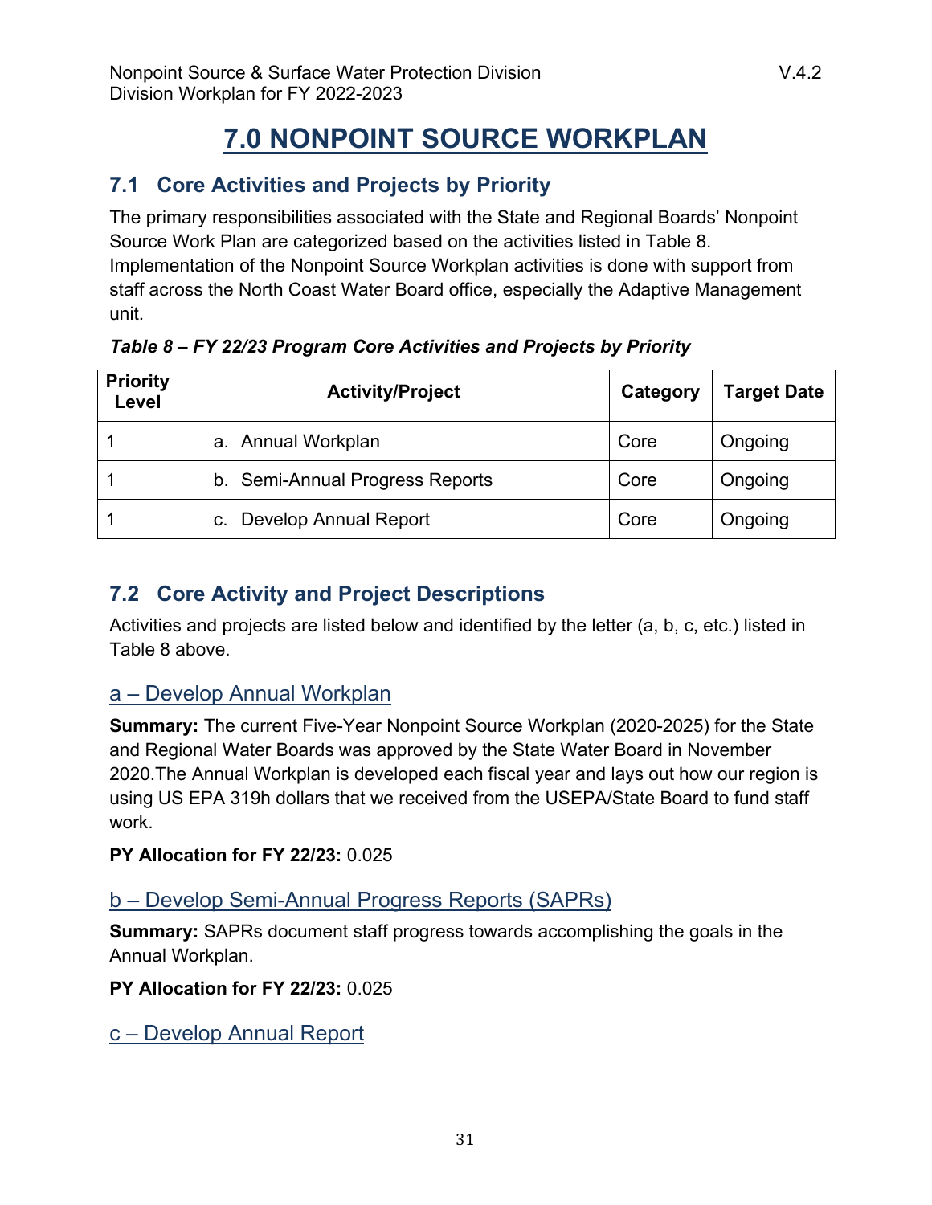# 7.0 NONPOINT SOURCE WORKPLAN

## 7.1 Core Activities and Projects by Priority

The primary responsibilities associated with the State and Regional Boards' Nonpoint Source Work Plan are categorized based on the activities listed in Table 8. Implementation of the Nonpoint Source Workplan activities is done with support from staff across the North Coast Water Board office, especially the Adaptive Management unit.

***Table 8 – FY 22/23 Program Core Activities and Projects by Priority***

| Priority Level | Activity/Project | Category | Target Date |
|---|---|---|---|
| 1 | a. Annual Workplan | Core | Ongoing |
| 1 | b. Semi-Annual Progress Reports | Core | Ongoing |
| 1 | c. Develop Annual Report | Core | Ongoing |

## 7.2 Core Activity and Project Descriptions

Activities and projects are listed below and identified by the letter (a, b, c, etc.) listed in Table 8 above.

### a – Develop Annual Workplan

**Summary:** The current Five-Year Nonpoint Source Workplan (2020-2025) for the State and Regional Water Boards was approved by the State Water Board in November 2020.The Annual Workplan is developed each fiscal year and lays out how our region is using US EPA 319h dollars that we received from the USEPA/State Board to fund staff work.

**PY Allocation for FY 22/23:** 0.025

### b – Develop Semi-Annual Progress Reports (SAPRs)

**Summary:** SAPRs document staff progress towards accomplishing the goals in the Annual Workplan.

**PY Allocation for FY 22/23:** 0.025

### c – Develop Annual Report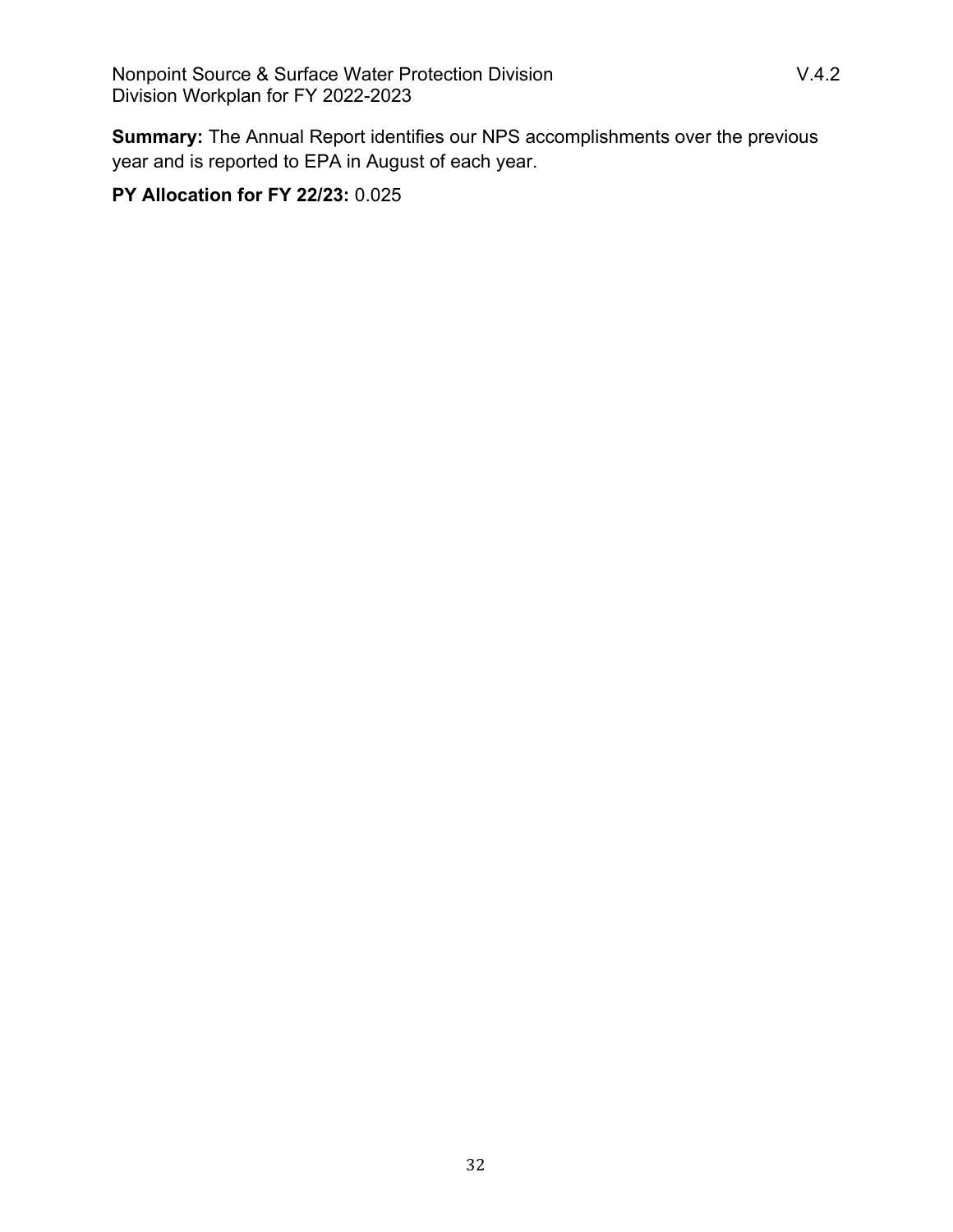**Summary:** The Annual Report identifies our NPS accomplishments over the previous year and is reported to EPA in August of each year.

**PY Allocation for FY 22/23:** 0.025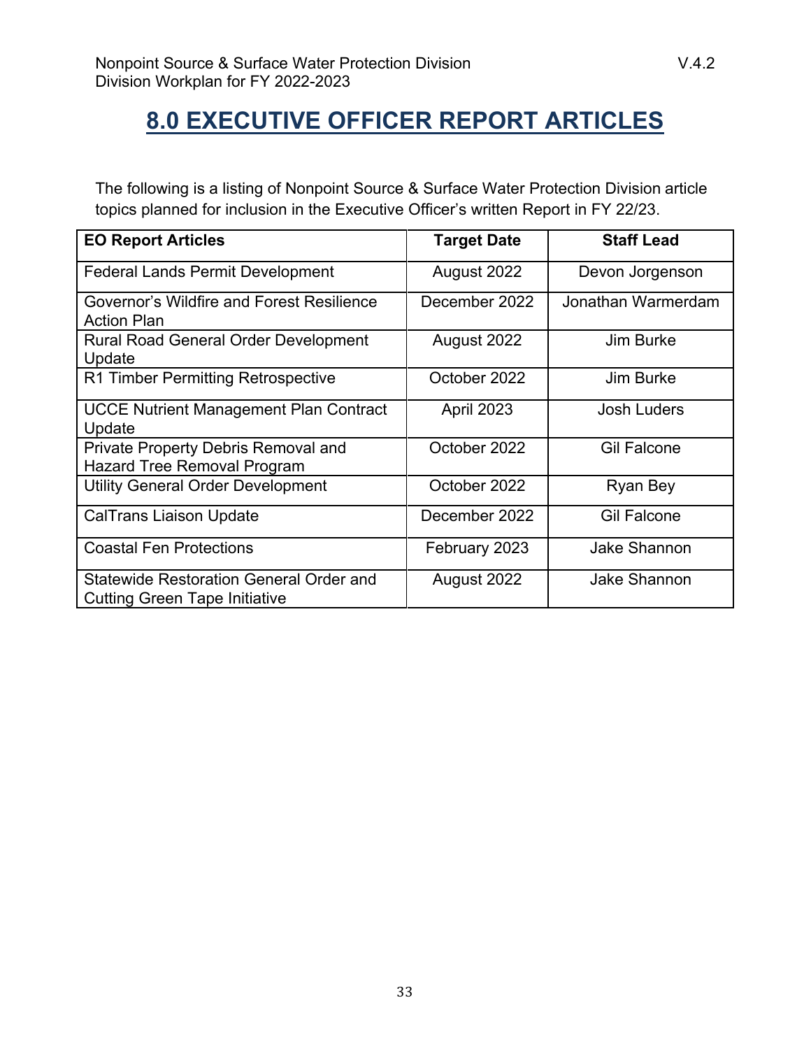# 8.0 EXECUTIVE OFFICER REPORT ARTICLES

The following is a listing of Nonpoint Source & Surface Water Protection Division article topics planned for inclusion in the Executive Officer's written Report in FY 22/23.

| EO Report Articles | Target Date | Staff Lead |
|---|---|---|
| Federal Lands Permit Development | August 2022 | Devon Jorgenson |
| Governor's Wildfire and Forest Resilience Action Plan | December 2022 | Jonathan Warmerdam |
| Rural Road General Order Development Update | August 2022 | Jim Burke |
| R1 Timber Permitting Retrospective | October 2022 | Jim Burke |
| UCCE Nutrient Management Plan Contract Update | April 2023 | Josh Luders |
| Private Property Debris Removal and Hazard Tree Removal Program | October 2022 | Gil Falcone |
| Utility General Order Development | October 2022 | Ryan Bey |
| CalTrans Liaison Update | December 2022 | Gil Falcone |
| Coastal Fen Protections | February 2023 | Jake Shannon |
| Statewide Restoration General Order and Cutting Green Tape Initiative | August 2022 | Jake Shannon |